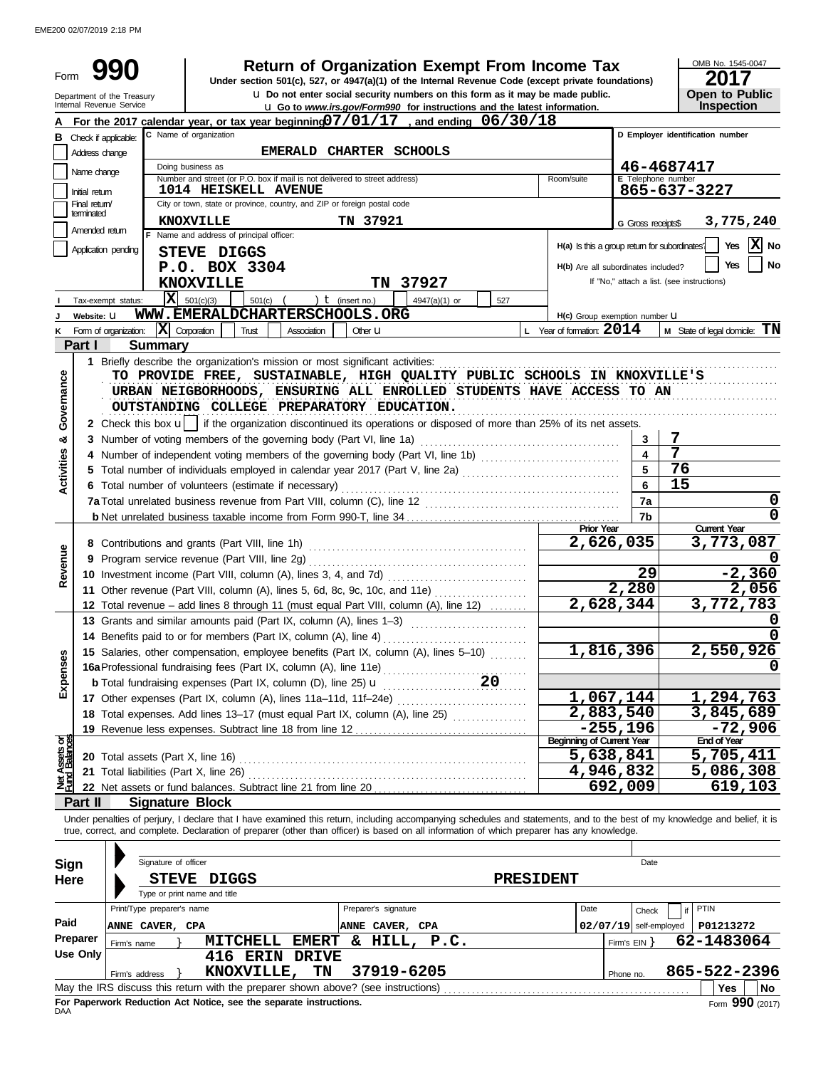EME200 02/07/2019 2:18 PM

# Form 990

## Return of Organization Exempt From Income Tax

Under section 501(c), 527, or 4947(a)(1) of the Internal Revenue Code (except private foundations)

u Do not enter social security numbers on this form as it may be made public.

u Go to *www.irs.gov/Form990* for instructions and the latest information.

Department of the Treasury
Internal Revenue Service

OMB No. 1545-0047
**2017**
**Open to Public Inspection**

**A** For the 2017 calendar year, or tax year beginning 07/01/17 , and ending 06/30/18

**B** Check if applicable:
- Address change
- Name change
- Initial return
- Final return/terminated
- Amended return
- Application pending

**C** Name of organization: EMERALD CHARTER SCHOOLS

Doing business as

Number and street (or P.O. box if mail is not delivered to street address): 1014 HEISKELL AVENUE — Room/suite

City or town, state or province, country, and ZIP or foreign postal code: KNOXVILLE TN 37921

**D** Employer identification number: 46-4687417

**E** Telephone number: 865-637-3227

**G** Gross receipts$ 3,775,240

**F** Name and address of principal officer:
STEVE DIGGS
P.O. BOX 3304
KNOXVILLE TN 37927

H(a) Is this a group return for subordinates? Yes [ ] No [X]

H(b) Are all subordinates included? Yes [ ] No [ ]
If "No," attach a list. (see instructions)

**I** Tax-exempt status: [X] 501(c)(3) [ ] 501(c) ( ) t (insert no.) [ ] 4947(a)(1) or [ ] 527

**J** Website: u WWW.EMERALDCHARTERSCHOOLS.ORG

H(c) Group exemption number u

**K** Form of organization: [X] Corporation [ ] Trust [ ] Association [ ] Other u

**L** Year of formation: 2014

**M** State of legal domicile: TN

## Part I Summary

**Activities & Governance**

1 Briefly describe the organization's mission or most significant activities:
TO PROVIDE FREE, SUSTAINABLE, HIGH QUALITY PUBLIC SCHOOLS IN KNOXVILLE'S URBAN NEIGBORHOODS, ENSURING ALL ENROLLED STUDENTS HAVE ACCESS TO AN OUTSTANDING COLLEGE PREPARATORY EDUCATION.

2 Check this box u [ ] if the organization discontinued its operations or disposed of more than 25% of its net assets.

| | | |
|---|---|---|
| 3 Number of voting members of the governing body (Part VI, line 1a) | 3 | 7 |
| 4 Number of independent voting members of the governing body (Part VI, line 1b) | 4 | 7 |
| 5 Total number of individuals employed in calendar year 2017 (Part V, line 2a) | 5 | 76 |
| 6 Total number of volunteers (estimate if necessary) | 6 | 15 |
| 7a Total unrelated business revenue from Part VIII, column (C), line 12 | 7a | 0 |
| b Net unrelated business taxable income from Form 990-T, line 34 | 7b | 0 |

| | Prior Year | Current Year |
|---|---|---|
| **Revenue** | | |
| 8 Contributions and grants (Part VIII, line 1h) | 2,626,035 | 3,773,087 |
| 9 Program service revenue (Part VIII, line 2g) | | 0 |
| 10 Investment income (Part VIII, column (A), lines 3, 4, and 7d) | 29 | -2,360 |
| 11 Other revenue (Part VIII, column (A), lines 5, 6d, 8c, 9c, 10c, and 11e) | 2,280 | 2,056 |
| 12 Total revenue – add lines 8 through 11 (must equal Part VIII, column (A), line 12) | 2,628,344 | 3,772,783 |
| **Expenses** | | |
| 13 Grants and similar amounts paid (Part IX, column (A), lines 1–3) | | 0 |
| 14 Benefits paid to or for members (Part IX, column (A), line 4) | | 0 |
| 15 Salaries, other compensation, employee benefits (Part IX, column (A), lines 5–10) | 1,816,396 | 2,550,926 |
| 16a Professional fundraising fees (Part IX, column (A), line 11e) | | 0 |
| b Total fundraising expenses (Part IX, column (D), line 25) u 20 | | |
| 17 Other expenses (Part IX, column (A), lines 11a–11d, 11f–24e) | 1,067,144 | 1,294,763 |
| 18 Total expenses. Add lines 13–17 (must equal Part IX, column (A), line 25) | 2,883,540 | 3,845,689 |
| 19 Revenue less expenses. Subtract line 18 from line 12 | -255,196 | -72,906 |
| **Net Assets or Fund Balances** | **Beginning of Current Year** | **End of Year** |
| 20 Total assets (Part X, line 16) | 5,638,841 | 5,705,411 |
| 21 Total liabilities (Part X, line 26) | 4,946,832 | 5,086,308 |
| 22 Net assets or fund balances. Subtract line 21 from line 20 | 692,009 | 619,103 |

## Part II Signature Block

Under penalties of perjury, I declare that I have examined this return, including accompanying schedules and statements, and to the best of my knowledge and belief, it is true, correct, and complete. Declaration of preparer (other than officer) is based on all information of which preparer has any knowledge.

**Sign Here**

Signature of officer — Date

STEVE DIGGS — PRESIDENT
Type or print name and title

**Paid Preparer Use Only**

| Print/Type preparer's name | Preparer's signature | Date | Check [ ] if self-employed | PTIN |
|---|---|---|---|---|
| ANNE CAVER, CPA | ANNE CAVER, CPA | 02/07/19 | | P01213272 |

Firm's name } MITCHELL EMERT & HILL, P.C. — Firm's EIN } 62-1483064

Firm's address } 416 ERIN DRIVE, KNOXVILLE, TN 37919-6205 — Phone no. 865-522-2396

May the IRS discuss this return with the preparer shown above? (see instructions) [ ] Yes [ ] No

**For Paperwork Reduction Act Notice, see the separate instructions.**

DAA — Form **990** (2017)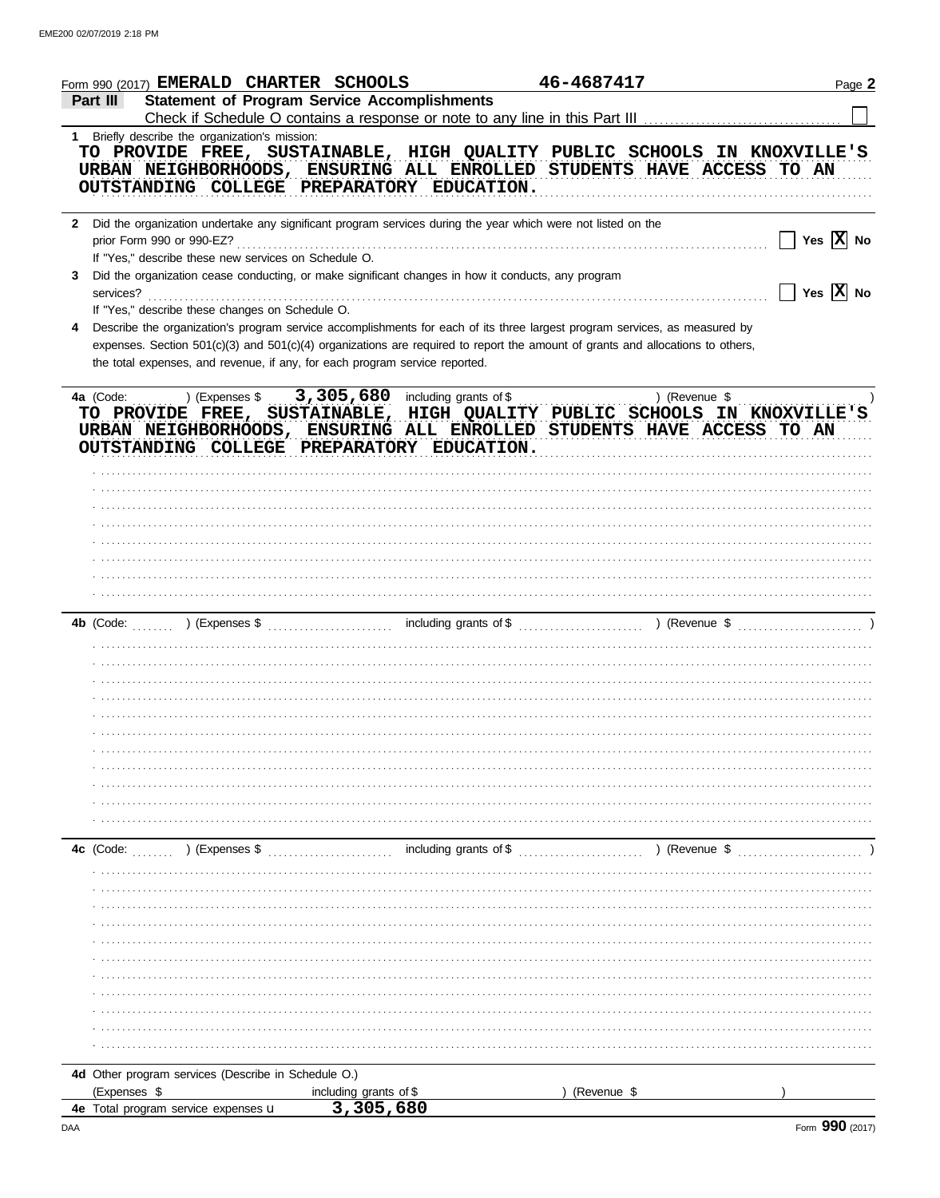Form 990 (2017) **EMERALD CHARTER SCHOOLS** **46-4687417**

## Part III Statement of Program Service Accomplishments

Check if Schedule O contains a response or note to any line in this Part III ☐

**1** Briefly describe the organization's mission:

TO PROVIDE FREE, SUSTAINABLE, HIGH QUALITY PUBLIC SCHOOLS IN KNOXVILLE'S URBAN NEIGHBORHOODS, ENSURING ALL ENROLLED STUDENTS HAVE ACCESS TO AN OUTSTANDING COLLEGE PREPARATORY EDUCATION.

**2** Did the organization undertake any significant program services during the year which were not listed on the prior Form 990 or 990-EZ? ☐ Yes ☒ No

If "Yes," describe these new services on Schedule O.

**3** Did the organization cease conducting, or make significant changes in how it conducts, any program services? ☐ Yes ☒ No

If "Yes," describe these changes on Schedule O.

**4** Describe the organization's program service accomplishments for each of its three largest program services, as measured by expenses. Section 501(c)(3) and 501(c)(4) organizations are required to report the amount of grants and allocations to others, the total expenses, and revenue, if any, for each program service reported.

**4a** (Code: ) (Expenses $ 3,305,680 including grants of $ ) (Revenue $ )

TO PROVIDE FREE, SUSTAINABLE, HIGH QUALITY PUBLIC SCHOOLS IN KNOXVILLE'S URBAN NEIGHBORHOODS, ENSURING ALL ENROLLED STUDENTS HAVE ACCESS TO AN OUTSTANDING COLLEGE PREPARATORY EDUCATION.

**4b** (Code: ) (Expenses $ including grants of $ ) (Revenue $ )

**4c** (Code: ) (Expenses $ including grants of $ ) (Revenue $ )

**4d** Other program services (Describe in Schedule O.)

(Expenses $ including grants of $ ) (Revenue $ )

**4e** Total program service expenses 3,305,680

Form **990** (2017)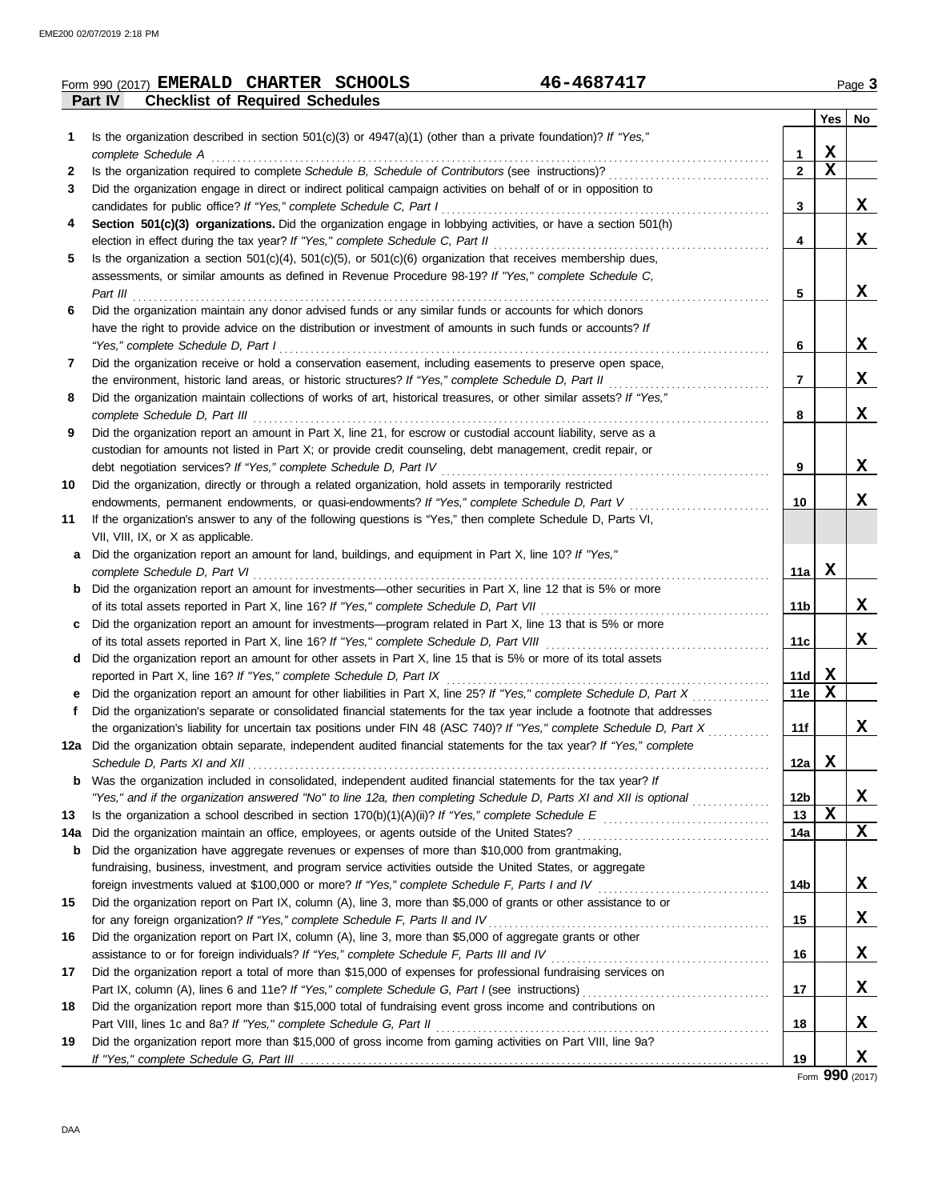Form 990 (2017) **EMERALD CHARTER SCHOOLS** 46-4687417 Page 3

## Part IV Checklist of Required Schedules

| | | | Yes | No |
|---|---|---|---|---|
| **1** | Is the organization described in section 501(c)(3) or 4947(a)(1) (other than a private foundation)? *If "Yes," complete Schedule A* | **1** | X | |
| **2** | Is the organization required to complete *Schedule B, Schedule of Contributors* (see instructions)? | **2** | X | |
| **3** | Did the organization engage in direct or indirect political campaign activities on behalf of or in opposition to candidates for public office? *If "Yes," complete Schedule C, Part I* | **3** | | X |
| **4** | **Section 501(c)(3) organizations.** Did the organization engage in lobbying activities, or have a section 501(h) election in effect during the tax year? *If "Yes," complete Schedule C, Part II* | **4** | | X |
| **5** | Is the organization a section 501(c)(4), 501(c)(5), or 501(c)(6) organization that receives membership dues, assessments, or similar amounts as defined in Revenue Procedure 98-19? *If "Yes," complete Schedule C, Part III* | **5** | | X |
| **6** | Did the organization maintain any donor advised funds or any similar funds or accounts for which donors have the right to provide advice on the distribution or investment of amounts in such funds or accounts? *If "Yes," complete Schedule D, Part I* | **6** | | X |
| **7** | Did the organization receive or hold a conservation easement, including easements to preserve open space, the environment, historic land areas, or historic structures? *If "Yes," complete Schedule D, Part II* | **7** | | X |
| **8** | Did the organization maintain collections of works of art, historical treasures, or other similar assets? *If "Yes," complete Schedule D, Part III* | **8** | | X |
| **9** | Did the organization report an amount in Part X, line 21, for escrow or custodial account liability, serve as a custodian for amounts not listed in Part X; or provide credit counseling, debt management, credit repair, or debt negotiation services? *If "Yes," complete Schedule D, Part IV* | **9** | | X |
| **10** | Did the organization, directly or through a related organization, hold assets in temporarily restricted endowments, permanent endowments, or quasi-endowments? *If "Yes," complete Schedule D, Part V* | **10** | | X |
| **11** | If the organization's answer to any of the following questions is "Yes," then complete Schedule D, Parts VI, VII, VIII, IX, or X as applicable. | | | |
| **a** | Did the organization report an amount for land, buildings, and equipment in Part X, line 10? *If "Yes," complete Schedule D, Part VI* | **11a** | X | |
| **b** | Did the organization report an amount for investments—other securities in Part X, line 12 that is 5% or more of its total assets reported in Part X, line 16? *If "Yes," complete Schedule D, Part VII* | **11b** | | X |
| **c** | Did the organization report an amount for investments—program related in Part X, line 13 that is 5% or more of its total assets reported in Part X, line 16? *If "Yes," complete Schedule D, Part VIII* | **11c** | | X |
| **d** | Did the organization report an amount for other assets in Part X, line 15 that is 5% or more of its total assets reported in Part X, line 16? *If "Yes," complete Schedule D, Part IX* | **11d** | X | |
| **e** | Did the organization report an amount for other liabilities in Part X, line 25? *If "Yes," complete Schedule D, Part X* | **11e** | X | |
| **f** | Did the organization's separate or consolidated financial statements for the tax year include a footnote that addresses the organization's liability for uncertain tax positions under FIN 48 (ASC 740)? *If "Yes," complete Schedule D, Part X* | **11f** | | X |
| **12a** | Did the organization obtain separate, independent audited financial statements for the tax year? *If "Yes," complete Schedule D, Parts XI and XII* | **12a** | X | |
| **b** | Was the organization included in consolidated, independent audited financial statements for the tax year? *If "Yes," and if the organization answered "No" to line 12a, then completing Schedule D, Parts XI and XII is optional* | **12b** | | X |
| **13** | Is the organization a school described in section 170(b)(1)(A)(ii)? *If "Yes," complete Schedule E* | **13** | X | |
| **14a** | Did the organization maintain an office, employees, or agents outside of the United States? | **14a** | | X |
| **b** | Did the organization have aggregate revenues or expenses of more than $10,000 from grantmaking, fundraising, business, investment, and program service activities outside the United States, or aggregate foreign investments valued at $100,000 or more? *If "Yes," complete Schedule F, Parts I and IV* | **14b** | | X |
| **15** | Did the organization report on Part IX, column (A), line 3, more than $5,000 of grants or other assistance to or for any foreign organization? *If "Yes," complete Schedule F, Parts II and IV* | **15** | | X |
| **16** | Did the organization report on Part IX, column (A), line 3, more than $5,000 of aggregate grants or other assistance to or for foreign individuals? *If "Yes," complete Schedule F, Parts III and IV* | **16** | | X |
| **17** | Did the organization report a total of more than $15,000 of expenses for professional fundraising services on Part IX, column (A), lines 6 and 11e? *If "Yes," complete Schedule G, Part I* (see instructions) | **17** | | X |
| **18** | Did the organization report more than $15,000 total of fundraising event gross income and contributions on Part VIII, lines 1c and 8a? *If "Yes," complete Schedule G, Part II* | **18** | | X |
| **19** | Did the organization report more than $15,000 of gross income from gaming activities on Part VIII, line 9a? *If "Yes," complete Schedule G, Part III* | **19** | | X |

Form **990** (2017)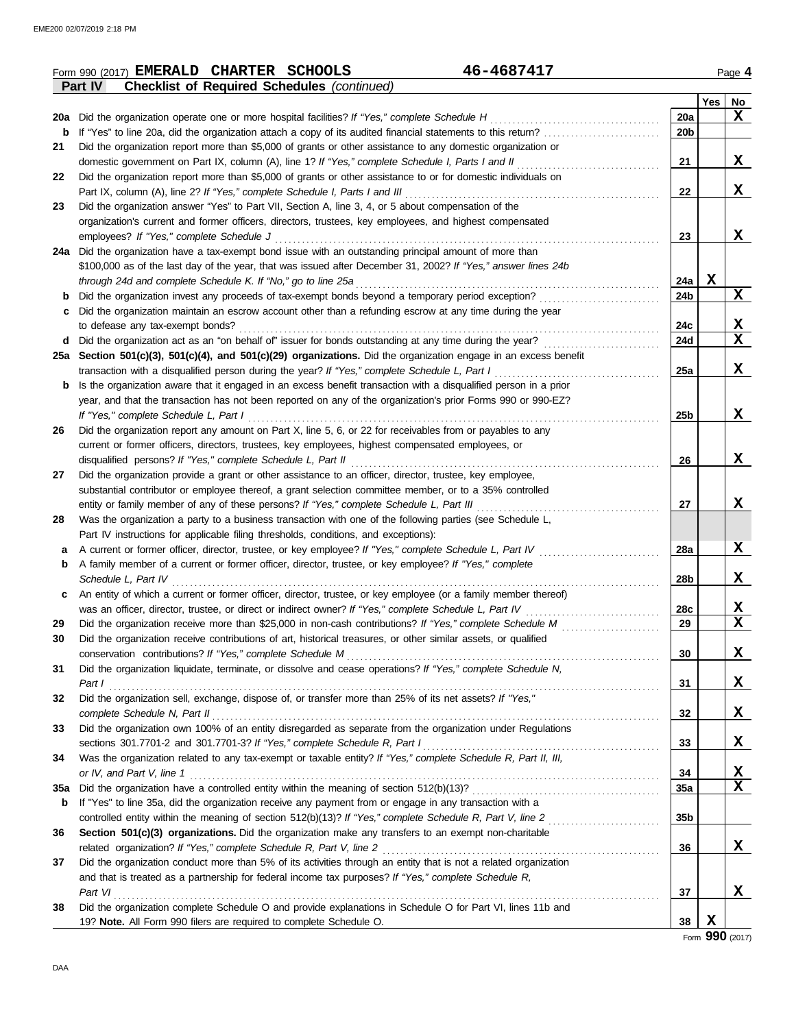Form 990 (2017) **EMERALD CHARTER SCHOOLS** **46-4687417** Page **4**

**Part IV Checklist of Required Schedules** *(continued)*

| | | | Yes | No |
|---|---|---|---|---|
| 20a | Did the organization operate one or more hospital facilities? *If "Yes," complete Schedule H* | 20a | | X |
| b | If "Yes" to line 20a, did the organization attach a copy of its audited financial statements to this return? | 20b | | |
| 21 | Did the organization report more than $5,000 of grants or other assistance to any domestic organization or domestic government on Part IX, column (A), line 1? *If "Yes," complete Schedule I, Parts I and II* | 21 | | X |
| 22 | Did the organization report more than $5,000 of grants or other assistance to or for domestic individuals on Part IX, column (A), line 2? *If "Yes," complete Schedule I, Parts I and III* | 22 | | X |
| 23 | Did the organization answer "Yes" to Part VII, Section A, line 3, 4, or 5 about compensation of the organization's current and former officers, directors, trustees, key employees, and highest compensated employees? *If "Yes," complete Schedule J* | 23 | | X |
| 24a | Did the organization have a tax-exempt bond issue with an outstanding principal amount of more than $100,000 as of the last day of the year, that was issued after December 31, 2002? *If "Yes," answer lines 24b through 24d and complete Schedule K. If "No," go to line 25a* | 24a | X | |
| b | Did the organization invest any proceeds of tax-exempt bonds beyond a temporary period exception? | 24b | | X |
| c | Did the organization maintain an escrow account other than a refunding escrow at any time during the year to defease any tax-exempt bonds? | 24c | | X |
| d | Did the organization act as an "on behalf of" issuer for bonds outstanding at any time during the year? | 24d | | X |
| 25a | **Section 501(c)(3), 501(c)(4), and 501(c)(29) organizations.** Did the organization engage in an excess benefit transaction with a disqualified person during the year? *If "Yes," complete Schedule L, Part I* | 25a | | X |
| b | Is the organization aware that it engaged in an excess benefit transaction with a disqualified person in a prior year, and that the transaction has not been reported on any of the organization's prior Forms 990 or 990-EZ? *If "Yes," complete Schedule L, Part I* | 25b | | X |
| 26 | Did the organization report any amount on Part X, line 5, 6, or 22 for receivables from or payables to any current or former officers, directors, trustees, key employees, highest compensated employees, or disqualified persons? *If "Yes," complete Schedule L, Part II* | 26 | | X |
| 27 | Did the organization provide a grant or other assistance to an officer, director, trustee, key employee, substantial contributor or employee thereof, a grant selection committee member, or to a 35% controlled entity or family member of any of these persons? *If "Yes," complete Schedule L, Part III* | 27 | | X |
| 28 | Was the organization a party to a business transaction with one of the following parties (see Schedule L, Part IV instructions for applicable filing thresholds, conditions, and exceptions): | | | |
| a | A current or former officer, director, trustee, or key employee? *If "Yes," complete Schedule L, Part IV* | 28a | | X |
| b | A family member of a current or former officer, director, trustee, or key employee? *If "Yes," complete Schedule L, Part IV* | 28b | | X |
| c | An entity of which a current or former officer, director, trustee, or key employee (or a family member thereof) was an officer, director, trustee, or direct or indirect owner? *If "Yes," complete Schedule L, Part IV* | 28c | | X |
| 29 | Did the organization receive more than $25,000 in non-cash contributions? *If "Yes," complete Schedule M* | 29 | | X |
| 30 | Did the organization receive contributions of art, historical treasures, or other similar assets, or qualified conservation contributions? *If "Yes," complete Schedule M* | 30 | | X |
| 31 | Did the organization liquidate, terminate, or dissolve and cease operations? *If "Yes," complete Schedule N, Part I* | 31 | | X |
| 32 | Did the organization sell, exchange, dispose of, or transfer more than 25% of its net assets? *If "Yes," complete Schedule N, Part II* | 32 | | X |
| 33 | Did the organization own 100% of an entity disregarded as separate from the organization under Regulations sections 301.7701-2 and 301.7701-3? *If "Yes," complete Schedule R, Part I* | 33 | | X |
| 34 | Was the organization related to any tax-exempt or taxable entity? *If "Yes," complete Schedule R, Part II, III, or IV, and Part V, line 1* | 34 | | X |
| 35a | Did the organization have a controlled entity within the meaning of section 512(b)(13)? | 35a | | X |
| b | If "Yes" to line 35a, did the organization receive any payment from or engage in any transaction with a controlled entity within the meaning of section 512(b)(13)? *If "Yes," complete Schedule R, Part V, line 2* | 35b | | |
| 36 | **Section 501(c)(3) organizations.** Did the organization make any transfers to an exempt non-charitable related organization? *If "Yes," complete Schedule R, Part V, line 2* | 36 | | X |
| 37 | Did the organization conduct more than 5% of its activities through an entity that is not a related organization and that is treated as a partnership for federal income tax purposes? *If "Yes," complete Schedule R, Part VI* | 37 | | X |
| 38 | Did the organization complete Schedule O and provide explanations in Schedule O for Part VI, lines 11b and 19? **Note.** All Form 990 filers are required to complete Schedule O. | 38 | X | |

Form **990** (2017)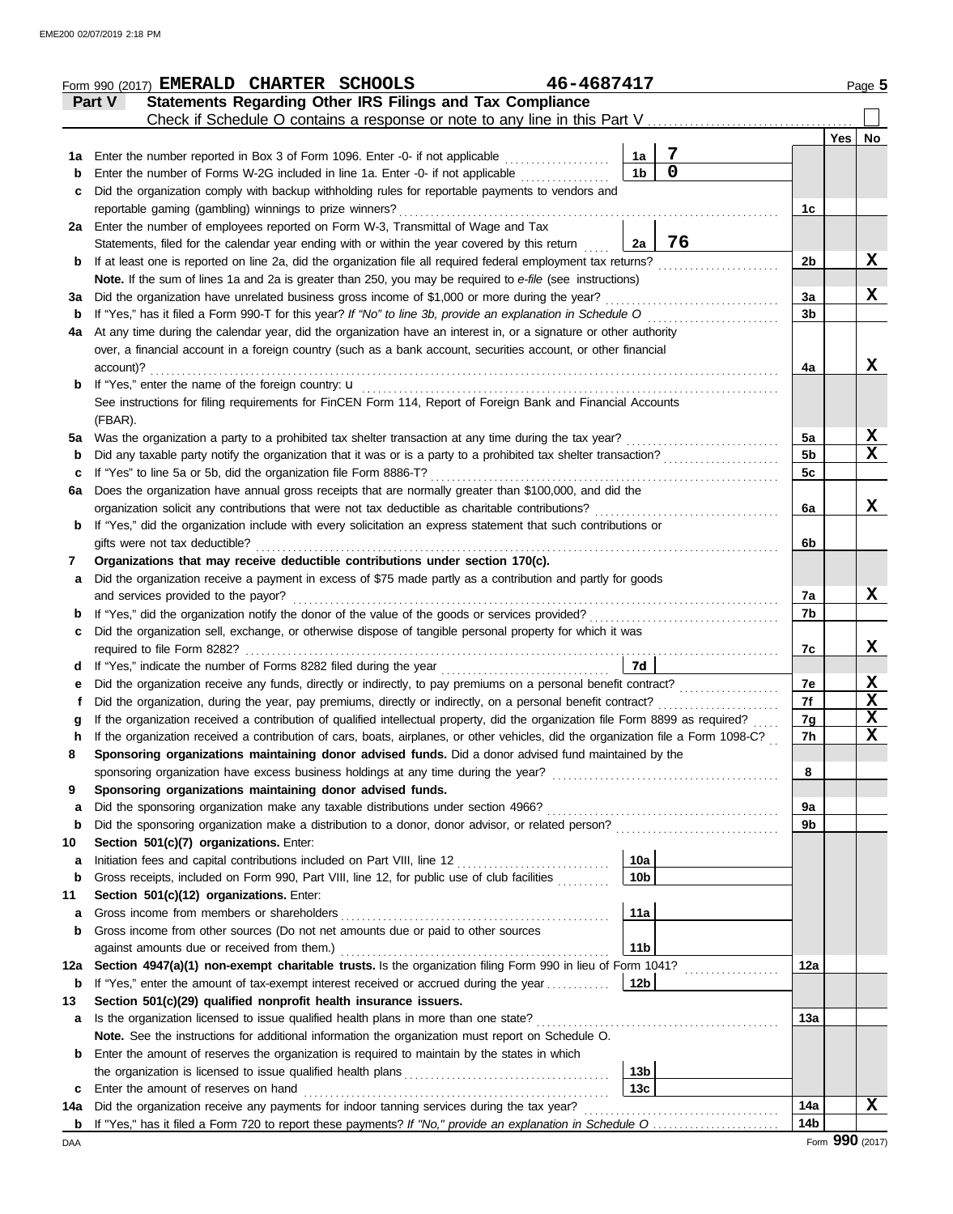Form 990 (2017) **EMERALD CHARTER SCHOOLS** **46-4687417** Page 5

**Part V Statements Regarding Other IRS Filings and Tax Compliance**

Check if Schedule O contains a response or note to any line in this Part V . . . . . . . . . . . . . . . . . . . . . . . . . . . . . . . . . . . . . ☐

| | | | | | Yes | No |
|---|---|---|---|---|---|---|
| **1a** | Enter the number reported in Box 3 of Form 1096. Enter -0- if not applicable | 1a | 7 | | | |
| **b** | Enter the number of Forms W-2G included in line 1a. Enter -0- if not applicable | 1b | 0 | | | |
| **c** | Did the organization comply with backup withholding rules for reportable payments to vendors and reportable gaming (gambling) winnings to prize winners? | | | 1c | | |
| **2a** | Enter the number of employees reported on Form W-3, Transmittal of Wage and Tax Statements, filed for the calendar year ending with or within the year covered by this return | 2a | 76 | | | |
| **b** | If at least one is reported on line 2a, did the organization file all required federal employment tax returns? | | | 2b | | X |
| | **Note.** If the sum of lines 1a and 2a is greater than 250, you may be required to *e-file* (see instructions) | | | | | |
| **3a** | Did the organization have unrelated business gross income of $1,000 or more during the year? | | | 3a | | X |
| **b** | If "Yes," has it filed a Form 990-T for this year? *If "No" to line 3b, provide an explanation in Schedule O* | | | 3b | | |
| **4a** | At any time during the calendar year, did the organization have an interest in, or a signature or other authority over, a financial account in a foreign country (such as a bank account, securities account, or other financial account)? | | | 4a | | X |
| **b** | If "Yes," enter the name of the foreign country: u<br>See instructions for filing requirements for FinCEN Form 114, Report of Foreign Bank and Financial Accounts (FBAR). | | | | | |
| **5a** | Was the organization a party to a prohibited tax shelter transaction at any time during the tax year? | | | 5a | | X |
| **b** | Did any taxable party notify the organization that it was or is a party to a prohibited tax shelter transaction? | | | 5b | | X |
| **c** | If "Yes" to line 5a or 5b, did the organization file Form 8886-T? | | | 5c | | |
| **6a** | Does the organization have annual gross receipts that are normally greater than $100,000, and did the organization solicit any contributions that were not tax deductible as charitable contributions? | | | 6a | | X |
| **b** | If "Yes," did the organization include with every solicitation an express statement that such contributions or gifts were not tax deductible? | | | 6b | | |
| **7** | **Organizations that may receive deductible contributions under section 170(c).** | | | | | |
| **a** | Did the organization receive a payment in excess of $75 made partly as a contribution and partly for goods and services provided to the payor? | | | 7a | | X |
| **b** | If "Yes," did the organization notify the donor of the value of the goods or services provided? | | | 7b | | |
| **c** | Did the organization sell, exchange, or otherwise dispose of tangible personal property for which it was required to file Form 8282? | | | 7c | | X |
| **d** | If "Yes," indicate the number of Forms 8282 filed during the year | 7d | | | | |
| **e** | Did the organization receive any funds, directly or indirectly, to pay premiums on a personal benefit contract? | | | 7e | | X |
| **f** | Did the organization, during the year, pay premiums, directly or indirectly, on a personal benefit contract? | | | 7f | | X |
| **g** | If the organization received a contribution of qualified intellectual property, did the organization file Form 8899 as required? | | | 7g | | X |
| **h** | If the organization received a contribution of cars, boats, airplanes, or other vehicles, did the organization file a Form 1098-C? | | | 7h | | X |
| **8** | **Sponsoring organizations maintaining donor advised funds.** Did a donor advised fund maintained by the sponsoring organization have excess business holdings at any time during the year? | | | 8 | | |
| **9** | **Sponsoring organizations maintaining donor advised funds.** | | | | | |
| **a** | Did the sponsoring organization make any taxable distributions under section 4966? | | | 9a | | |
| **b** | Did the sponsoring organization make a distribution to a donor, donor advisor, or related person? | | | 9b | | |
| **10** | **Section 501(c)(7) organizations.** Enter: | | | | | |
| **a** | Initiation fees and capital contributions included on Part VIII, line 12 | 10a | | | | |
| **b** | Gross receipts, included on Form 990, Part VIII, line 12, for public use of club facilities | 10b | | | | |
| **11** | **Section 501(c)(12) organizations.** Enter: | | | | | |
| **a** | Gross income from members or shareholders | 11a | | | | |
| **b** | Gross income from other sources (Do not net amounts due or paid to other sources against amounts due or received from them.) | 11b | | | | |
| **12a** | **Section 4947(a)(1) non-exempt charitable trusts.** Is the organization filing Form 990 in lieu of Form 1041? | | | 12a | | |
| **b** | If "Yes," enter the amount of tax-exempt interest received or accrued during the year | 12b | | | | |
| **13** | **Section 501(c)(29) qualified nonprofit health insurance issuers.** | | | | | |
| **a** | Is the organization licensed to issue qualified health plans in more than one state? | | | 13a | | |
| | **Note.** See the instructions for additional information the organization must report on Schedule O. | | | | | |
| **b** | Enter the amount of reserves the organization is required to maintain by the states in which the organization is licensed to issue qualified health plans | 13b | | | | |
| **c** | Enter the amount of reserves on hand | 13c | | | | |
| **14a** | Did the organization receive any payments for indoor tanning services during the tax year? | | | 14a | | X |
| **b** | If "Yes," has it filed a Form 720 to report these payments? *If "No," provide an explanation in Schedule O* | | | 14b | | |

Form **990** (2017)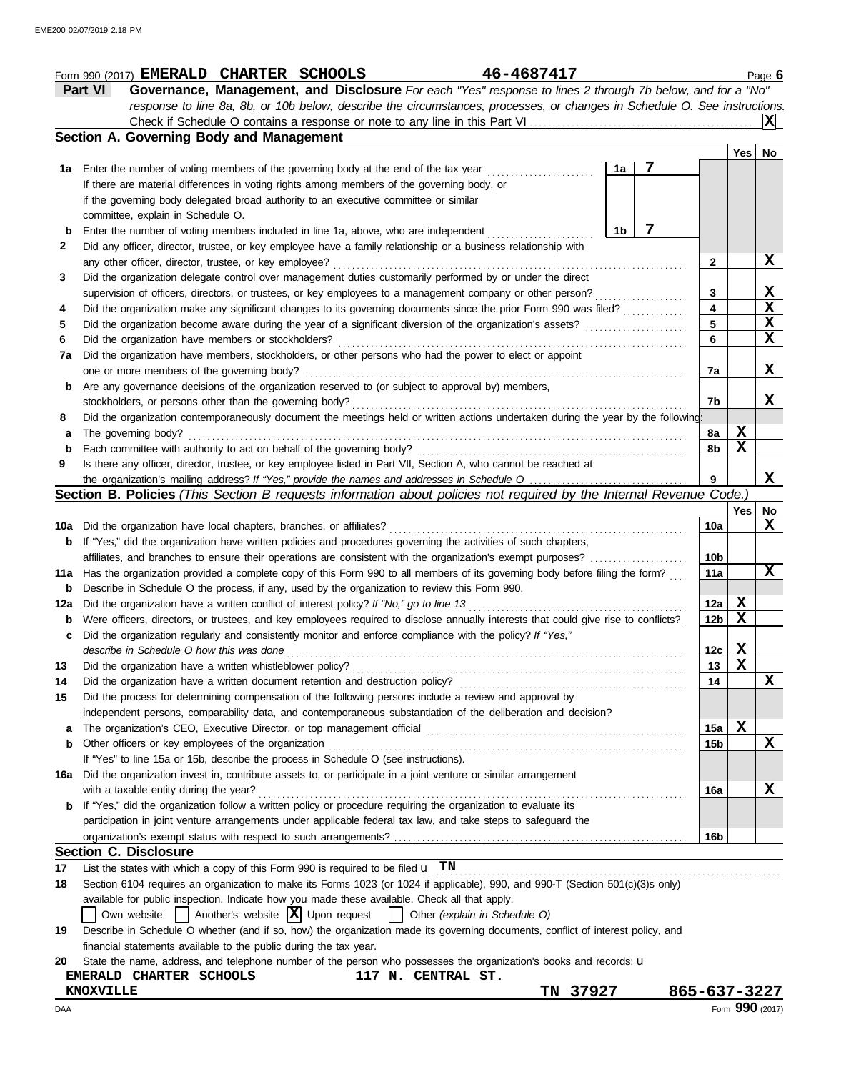Form 990 (2017) **EMERALD CHARTER SCHOOLS** **46-4687417**

**Part VI** **Governance, Management, and Disclosure** *For each "Yes" response to lines 2 through 7b below, and for a "No" response to line 8a, 8b, or 10b below, describe the circumstances, processes, or changes in Schedule O. See instructions.*

Check if Schedule O contains a response or note to any line in this Part VI .... **X**

## Section A. Governing Body and Management

| | | | | Yes | No |
|---|---|---|---|---|---|
| **1a** | Enter the number of voting members of the governing body at the end of the tax year ... **1a** 7<br>If there are material differences in voting rights among members of the governing body, or if the governing body delegated broad authority to an executive committee or similar committee, explain in Schedule O. | | | | |
| **b** | Enter the number of voting members included in line 1a, above, who are independent ... **1b** 7 | | | | |
| **2** | Did any officer, director, trustee, or key employee have a family relationship or a business relationship with any other officer, director, trustee, or key employee? | **2** | | | X |
| **3** | Did the organization delegate control over management duties customarily performed by or under the direct supervision of officers, directors, or trustees, or key employees to a management company or other person? | **3** | | | X |
| **4** | Did the organization make any significant changes to its governing documents since the prior Form 990 was filed? | **4** | | | X |
| **5** | Did the organization become aware during the year of a significant diversion of the organization's assets? | **5** | | | X |
| **6** | Did the organization have members or stockholders? | **6** | | | X |
| **7a** | Did the organization have members, stockholders, or other persons who had the power to elect or appoint one or more members of the governing body? | **7a** | | | X |
| **b** | Are any governance decisions of the organization reserved to (or subject to approval by) members, stockholders, or persons other than the governing body? | **7b** | | | X |
| **8** | Did the organization contemporaneously document the meetings held or written actions undertaken during the year by the following: | | | | |
| **a** | The governing body? | **8a** | | X | |
| **b** | Each committee with authority to act on behalf of the governing body? | **8b** | | X | |
| **9** | Is there any officer, director, trustee, or key employee listed in Part VII, Section A, who cannot be reached at the organization's mailing address? *If "Yes," provide the names and addresses in Schedule O* | **9** | | | X |

## Section B. Policies *(This Section B requests information about policies not required by the Internal Revenue Code.)*

| | | | Yes | No |
|---|---|---|---|---|
| **10a** | Did the organization have local chapters, branches, or affiliates? | **10a** | | X |
| **b** | If "Yes," did the organization have written policies and procedures governing the activities of such chapters, affiliates, and branches to ensure their operations are consistent with the organization's exempt purposes? | **10b** | | |
| **11a** | Has the organization provided a complete copy of this Form 990 to all members of its governing body before filing the form? | **11a** | | X |
| **b** | Describe in Schedule O the process, if any, used by the organization to review this Form 990. | | | |
| **12a** | Did the organization have a written conflict of interest policy? *If "No," go to line 13* | **12a** | X | |
| **b** | Were officers, directors, or trustees, and key employees required to disclose annually interests that could give rise to conflicts? | **12b** | X | |
| **c** | Did the organization regularly and consistently monitor and enforce compliance with the policy? *If "Yes," describe in Schedule O how this was done* | **12c** | X | |
| **13** | Did the organization have a written whistleblower policy? | **13** | X | |
| **14** | Did the organization have a written document retention and destruction policy? | **14** | | X |
| **15** | Did the process for determining compensation of the following persons include a review and approval by independent persons, comparability data, and contemporaneous substantiation of the deliberation and decision? | | | |
| **a** | The organization's CEO, Executive Director, or top management official | **15a** | X | |
| **b** | Other officers or key employees of the organization | **15b** | | X |
| | If "Yes" to line 15a or 15b, describe the process in Schedule O (see instructions). | | | |
| **16a** | Did the organization invest in, contribute assets to, or participate in a joint venture or similar arrangement with a taxable entity during the year? | **16a** | | X |
| **b** | If "Yes," did the organization follow a written policy or procedure requiring the organization to evaluate its participation in joint venture arrangements under applicable federal tax law, and take steps to safeguard the organization's exempt status with respect to such arrangements? | **16b** | | |

## Section C. Disclosure

**17** List the states with which a copy of this Form 990 is required to be filed u **TN**

**18** Section 6104 requires an organization to make its Forms 1023 (or 1024 if applicable), 990, and 990-T (Section 501(c)(3)s only) available for public inspection. Indicate how you made these available. Check all that apply.

☐ Own website ☐ Another's website ☒ Upon request ☐ Other *(explain in Schedule O)*

**19** Describe in Schedule O whether (and if so, how) the organization made its governing documents, conflict of interest policy, and financial statements available to the public during the tax year.

**20** State the name, address, and telephone number of the person who possesses the organization's books and records: u

**EMERALD CHARTER SCHOOLS** **117 N. CENTRAL ST.**
**KNOXVILLE** **TN 37927** **865-637-3227**

Form **990** (2017)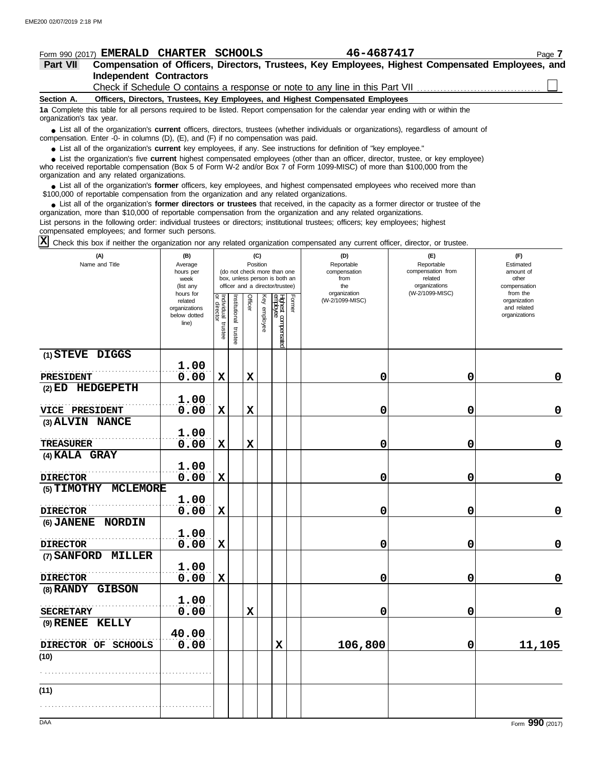Form 990 (2017) **EMERALD CHARTER SCHOOLS** **46-4687417**

**Part VII — Compensation of Officers, Directors, Trustees, Key Employees, Highest Compensated Employees, and Independent Contractors**

Check if Schedule O contains a response or note to any line in this Part VII ☐

**Section A. Officers, Directors, Trustees, Key Employees, and Highest Compensated Employees**

**1a** Complete this table for all persons required to be listed. Report compensation for the calendar year ending with or within the organization's tax year.

- List all of the organization's **current** officers, directors, trustees (whether individuals or organizations), regardless of amount of compensation. Enter -0- in columns (D), (E), and (F) if no compensation was paid.
- List all of the organization's **current** key employees, if any. See instructions for definition of "key employee."
- List the organization's five **current** highest compensated employees (other than an officer, director, trustee, or key employee) who received reportable compensation (Box 5 of Form W-2 and/or Box 7 of Form 1099-MISC) of more than $100,000 from the organization and any related organizations.
- List all of the organization's **former** officers, key employees, and highest compensated employees who received more than $100,000 of reportable compensation from the organization and any related organizations.
- List all of the organization's **former directors or trustees** that received, in the capacity as a former director or trustee of the organization, more than $10,000 of reportable compensation from the organization and any related organizations.

List persons in the following order: individual trustees or directors; institutional trustees; officers; key employees; highest compensated employees; and former such persons.

☒ Check this box if neither the organization nor any related organization compensated any current officer, director, or trustee.

| (A) Name and Title | (B) Average hours per week (list any hours for related organizations below dotted line) | (C) Position: Individual trustee or director | Institutional trustee | Officer | Key employee | Highest compensated employee | Former | (D) Reportable compensation from the organization (W-2/1099-MISC) | (E) Reportable compensation from related organizations (W-2/1099-MISC) | (F) Estimated amount of other compensation from the organization and related organizations |
|---|---|---|---|---|---|---|---|---|---|---|
| (1) STEVE DIGGS<br>PRESIDENT | 1.00<br>0.00 | X | | X | | | | 0 | 0 | 0 |
| (2) ED HEDGEPETH<br>VICE PRESIDENT | 1.00<br>0.00 | X | | X | | | | 0 | 0 | 0 |
| (3) ALVIN NANCE<br>TREASURER | 1.00<br>0.00 | X | | X | | | | 0 | 0 | 0 |
| (4) KALA GRAY<br>DIRECTOR | 1.00<br>0.00 | X | | | | | | 0 | 0 | 0 |
| (5) TIMOTHY MCLEMORE<br>DIRECTOR | 1.00<br>0.00 | X | | | | | | 0 | 0 | 0 |
| (6) JANENE NORDIN<br>DIRECTOR | 1.00<br>0.00 | X | | | | | | 0 | 0 | 0 |
| (7) SANFORD MILLER<br>DIRECTOR | 1.00<br>0.00 | X | | | | | | 0 | 0 | 0 |
| (8) RANDY GIBSON<br>SECRETARY | 1.00<br>0.00 | | | X | | | | 0 | 0 | 0 |
| (9) RENEE KELLY<br>DIRECTOR OF SCHOOLS | 40.00<br>0.00 | | | | | X | | 106,800 | 0 | 11,105 |
| (10) | | | | | | | | | | |
| (11) | | | | | | | | | | |

Form **990** (2017)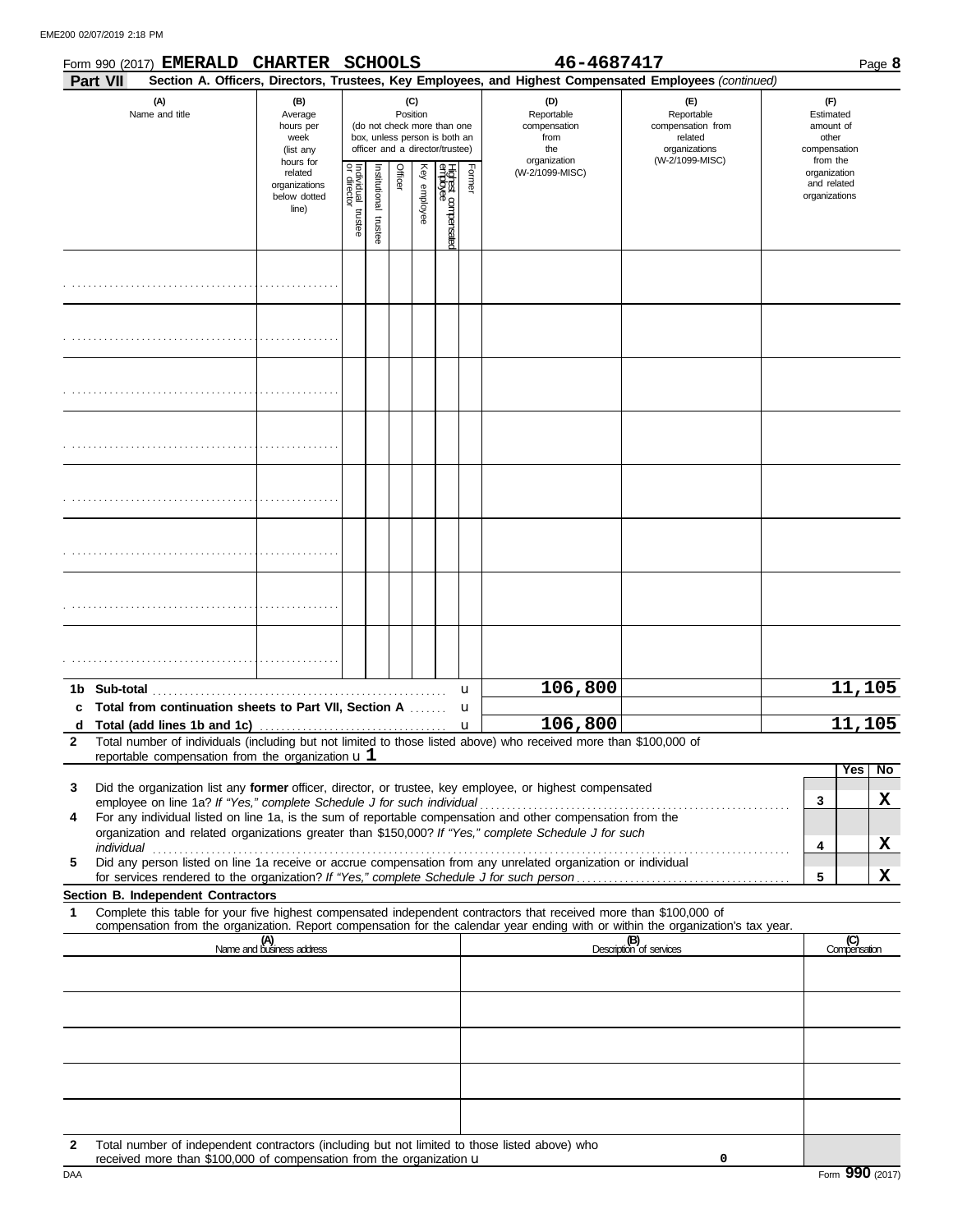Form 990 (2017) **EMERALD CHARTER SCHOOLS** **46-4687417** Page **8**

**Part VII** **Section A. Officers, Directors, Trustees, Key Employees, and Highest Compensated Employees** *(continued)*

| (A) Name and title | (B) Average hours per week (list any hours for related organizations below dotted line) | (C) Position (do not check more than one box, unless person is both an officer and a director/trustee) | | | | | | (D) Reportable compensation from the organization (W-2/1099-MISC) | (E) Reportable compensation from related organizations (W-2/1099-MISC) | (F) Estimated amount of other compensation from the organization and related organizations |
|---|---|---|---|---|---|---|---|---|---|---|
| | | Individual trustee or director | Institutional trustee | Officer | Key employee | Highest compensated employee | Former | | | |
| | | | | | | | | | | |
| | | | | | | | | | | |
| | | | | | | | | | | |
| | | | | | | | | | | |
| | | | | | | | | | | |
| | | | | | | | | | | |
| | | | | | | | | | | |
| | | | | | | | | | | |
| **1b Sub-total** | | | | | | | | 106,800 | | 11,105 |
| **c Total from continuation sheets to Part VII, Section A** | | | | | | | | | | |
| **d Total (add lines 1b and 1c)** | | | | | | | | 106,800 | | 11,105 |

**2** Total number of individuals (including but not limited to those listed above) who received more than $100,000 of reportable compensation from the organization u 1

| | | | Yes | No |
|---|---|---|---|---|
| **3** | Did the organization list any **former** officer, director, or trustee, key employee, or highest compensated employee on line 1a? *If "Yes," complete Schedule J for such individual* | 3 | | X |
| **4** | For any individual listed on line 1a, is the sum of reportable compensation and other compensation from the organization and related organizations greater than $150,000? *If "Yes," complete Schedule J for such individual* | 4 | | X |
| **5** | Did any person listed on line 1a receive or accrue compensation from any unrelated organization or individual for services rendered to the organization? *If "Yes," complete Schedule J for such person* | 5 | | X |

**Section B. Independent Contractors**

**1** Complete this table for your five highest compensated independent contractors that received more than $100,000 of compensation from the organization. Report compensation for the calendar year ending with or within the organization's tax year.

| (A) Name and business address | (B) Description of services | (C) Compensation |
|---|---|---|
| | | |
| | | |
| | | |
| | | |
| | | |

**2** Total number of independent contractors (including but not limited to those listed above) who received more than $100,000 of compensation from the organization u 0

DAA Form **990** (2017)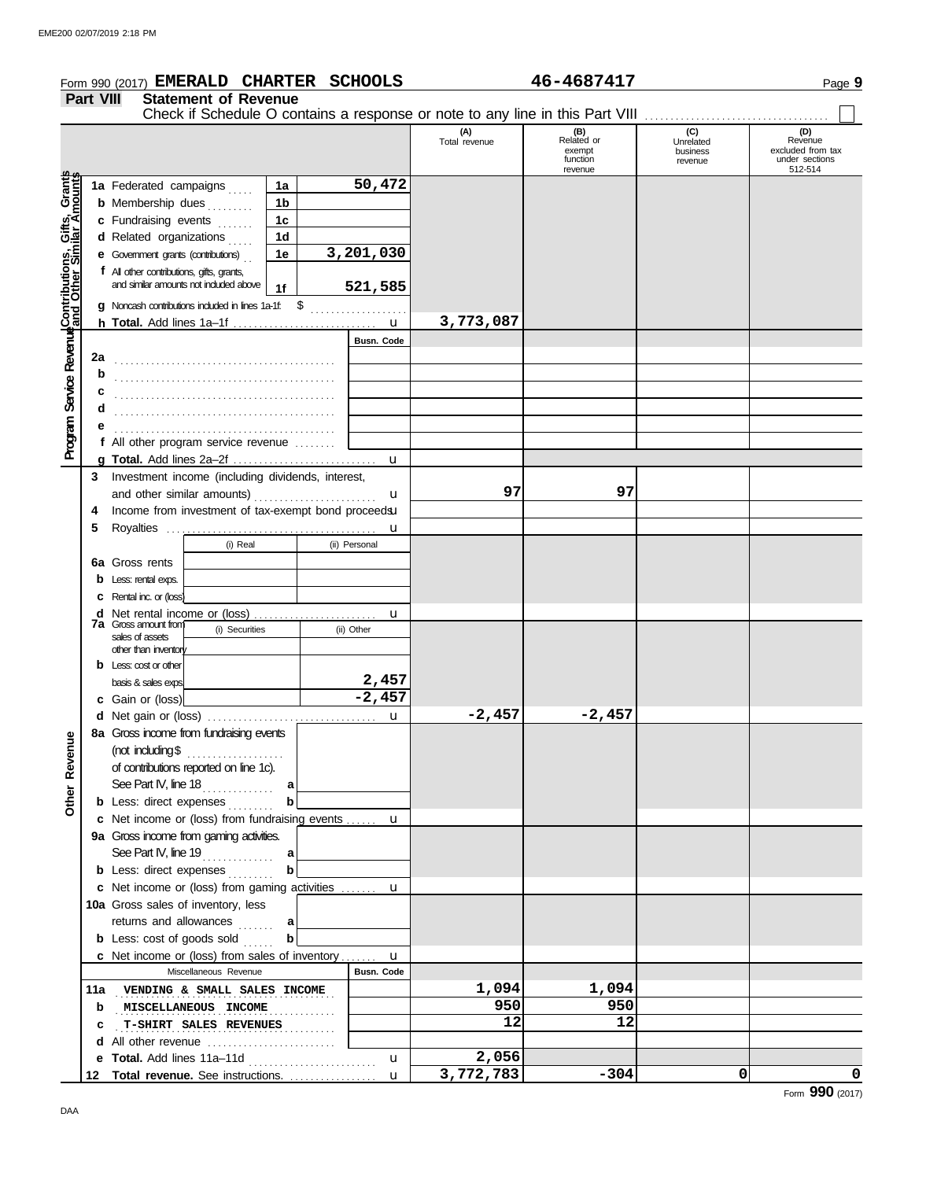Form 990 (2017) **EMERALD CHARTER SCHOOLS** 46-4687417

## Part VIII Statement of Revenue

Check if Schedule O contains a response or note to any line in this Part VIII ☐

| | | | (A) Total revenue | (B) Related or exempt function revenue | (C) Unrelated business revenue | (D) Revenue excluded from tax under sections 512-514 |
|---|---|---|---|---|---|---|
| **Contributions, Gifts, Grants and Other Similar Amounts** | 1a Federated campaigns — 1a | 50,472 | | | | |
| | b Membership dues — 1b | | | | | |
| | c Fundraising events — 1c | | | | | |
| | d Related organizations — 1d | | | | | |
| | e Government grants (contributions) — 1e | 3,201,030 | | | | |
| | f All other contributions, gifts, grants, and similar amounts not included above — 1f | 521,585 | | | | |
| | g Noncash contributions included in lines 1a-1f: $ | | | | | |
| | h **Total.** Add lines 1a–1f | | 3,773,087 | | | |
| **Program Service Revenue** | | Busn. Code | | | | |
| | 2a | | | | | |
| | b | | | | | |
| | c | | | | | |
| | d | | | | | |
| | e | | | | | |
| | f All other program service revenue | | | | | |
| | g **Total.** Add lines 2a–2f | | | | | |
| **Other Revenue** | 3 Investment income (including dividends, interest, and other similar amounts) | | 97 | 97 | | |
| | 4 Income from investment of tax-exempt bond proceeds | | | | | |
| | 5 Royalties | | | | | |
| | | (i) Real / (ii) Personal | | | | |
| | 6a Gross rents | | | | | |
| | b Less: rental exps. | | | | | |
| | c Rental inc. or (loss) | | | | | |
| | d Net rental income or (loss) | | | | | |
| | 7a Gross amount from sales of assets other than inventory | (i) Securities / (ii) Other | | | | |
| | b Less: cost or other basis & sales exps. | (ii) 2,457 | | | | |
| | c Gain or (loss) | (ii) -2,457 | | | | |
| | d Net gain or (loss) | | -2,457 | -2,457 | | |
| | 8a Gross income from fundraising events (not including $ of contributions reported on line 1c). See Part IV, line 18 — a | | | | | |
| | b Less: direct expenses — b | | | | | |
| | c Net income or (loss) from fundraising events | | | | | |
| | 9a Gross income from gaming activities. See Part IV, line 19 — a | | | | | |
| | b Less: direct expenses — b | | | | | |
| | c Net income or (loss) from gaming activities | | | | | |
| | 10a Gross sales of inventory, less returns and allowances — a | | | | | |
| | b Less: cost of goods sold — b | | | | | |
| | c Net income or (loss) from sales of inventory | | | | | |
| | Miscellaneous Revenue | Busn. Code | | | | |
| | 11a VENDING & SMALL SALES INCOME | | 1,094 | 1,094 | | |
| | b MISCELLANEOUS INCOME | | 950 | 950 | | |
| | c T-SHIRT SALES REVENUES | | 12 | 12 | | |
| | d All other revenue | | | | | |
| | e **Total.** Add lines 11a–11d | | 2,056 | | | |
| | 12 **Total revenue.** See instructions. | | 3,772,783 | -304 | 0 | 0 |

Form **990** (2017)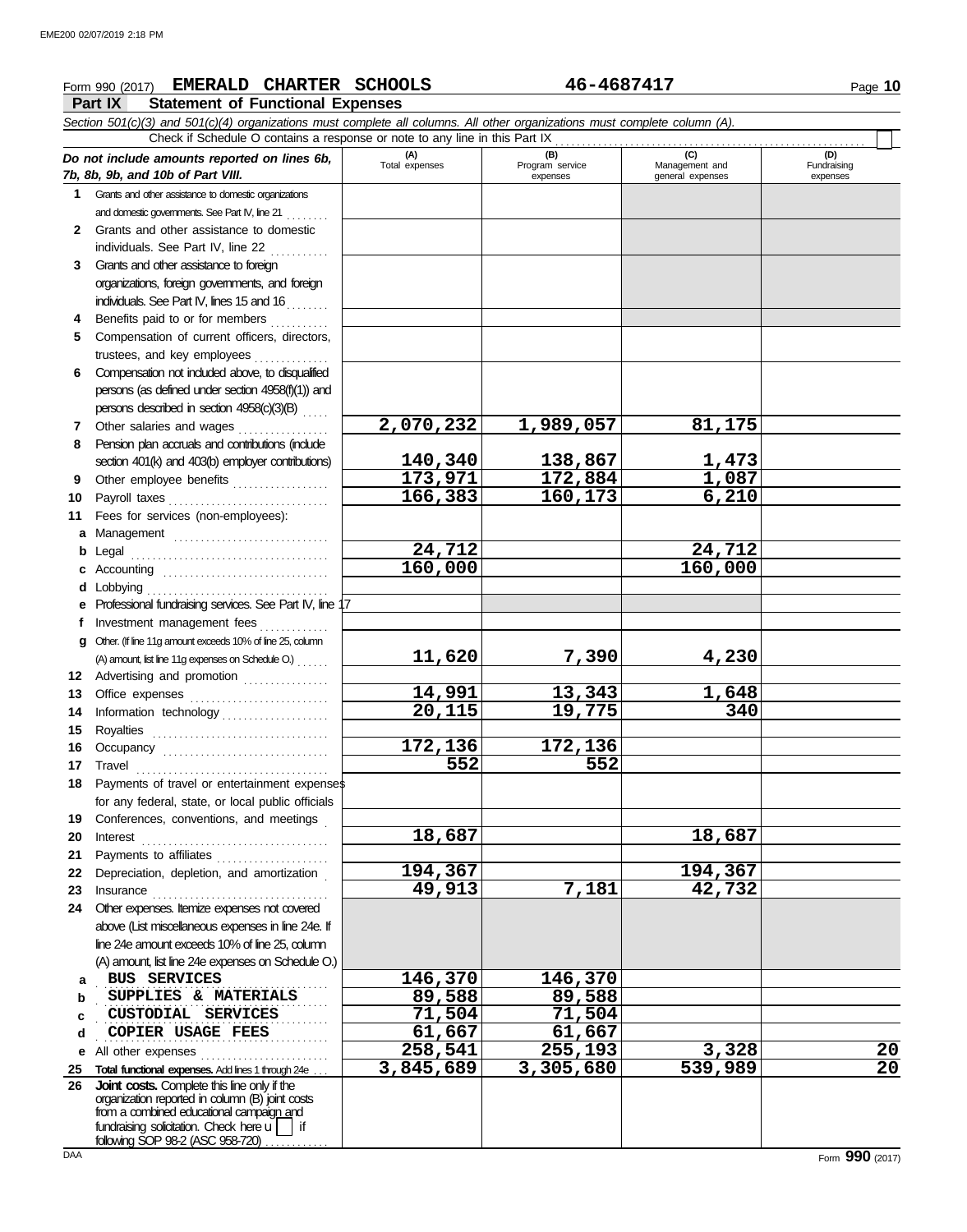Form 990 (2017) **EMERALD CHARTER SCHOOLS** **46-4687417** Page **10**

## Part IX Statement of Functional Expenses

*Section 501(c)(3) and 501(c)(4) organizations must complete all columns. All other organizations must complete column (A).*

Check if Schedule O contains a response or note to any line in this Part IX ☐

| | *Do not include amounts reported on lines 6b, 7b, 8b, 9b, and 10b of Part VIII.* | (A) Total expenses | (B) Program service expenses | (C) Management and general expenses | (D) Fundraising expenses |
|---|---|---|---|---|---|
| 1 | Grants and other assistance to domestic organizations and domestic governments. See Part IV, line 21 | | | | |
| 2 | Grants and other assistance to domestic individuals. See Part IV, line 22 | | | | |
| 3 | Grants and other assistance to foreign organizations, foreign governments, and foreign individuals. See Part IV, lines 15 and 16 | | | | |
| 4 | Benefits paid to or for members | | | | |
| 5 | Compensation of current officers, directors, trustees, and key employees | | | | |
| 6 | Compensation not included above, to disqualified persons (as defined under section 4958(f)(1)) and persons described in section 4958(c)(3)(B) | | | | |
| 7 | Other salaries and wages | 2,070,232 | 1,989,057 | 81,175 | |
| 8 | Pension plan accruals and contributions (include section 401(k) and 403(b) employer contributions) | 140,340 | 138,867 | 1,473 | |
| 9 | Other employee benefits | 173,971 | 172,884 | 1,087 | |
| 10 | Payroll taxes | 166,383 | 160,173 | 6,210 | |
| 11 | Fees for services (non-employees): | | | | |
| a | Management | | | | |
| b | Legal | 24,712 | | 24,712 | |
| c | Accounting | 160,000 | | 160,000 | |
| d | Lobbying | | | | |
| e | Professional fundraising services. See Part IV, line 17 | | | | |
| f | Investment management fees | | | | |
| g | Other. (If line 11g amount exceeds 10% of line 25, column (A) amount, list line 11g expenses on Schedule O.) | 11,620 | 7,390 | 4,230 | |
| 12 | Advertising and promotion | | | | |
| 13 | Office expenses | 14,991 | 13,343 | 1,648 | |
| 14 | Information technology | 20,115 | 19,775 | 340 | |
| 15 | Royalties | | | | |
| 16 | Occupancy | 172,136 | 172,136 | | |
| 17 | Travel | 552 | 552 | | |
| 18 | Payments of travel or entertainment expenses for any federal, state, or local public officials | | | | |
| 19 | Conferences, conventions, and meetings | | | | |
| 20 | Interest | 18,687 | | 18,687 | |
| 21 | Payments to affiliates | | | | |
| 22 | Depreciation, depletion, and amortization | 194,367 | | 194,367 | |
| 23 | Insurance | 49,913 | 7,181 | 42,732 | |
| 24 | Other expenses. Itemize expenses not covered above (List miscellaneous expenses in line 24e. If line 24e amount exceeds 10% of line 25, column (A) amount, list line 24e expenses on Schedule O.) | | | | |
| a | BUS SERVICES | 146,370 | 146,370 | | |
| b | SUPPLIES & MATERIALS | 89,588 | 89,588 | | |
| c | CUSTODIAL SERVICES | 71,504 | 71,504 | | |
| d | COPIER USAGE FEES | 61,667 | 61,667 | | |
| e | All other expenses | 258,541 | 255,193 | 3,328 | 20 |
| 25 | **Total functional expenses.** Add lines 1 through 24e | 3,845,689 | 3,305,680 | 539,989 | 20 |
| 26 | **Joint costs.** Complete this line only if the organization reported in column (B) joint costs from a combined educational campaign and fundraising solicitation. Check here ☐ if following SOP 98-2 (ASC 958-720) | | | | |

Form **990** (2017)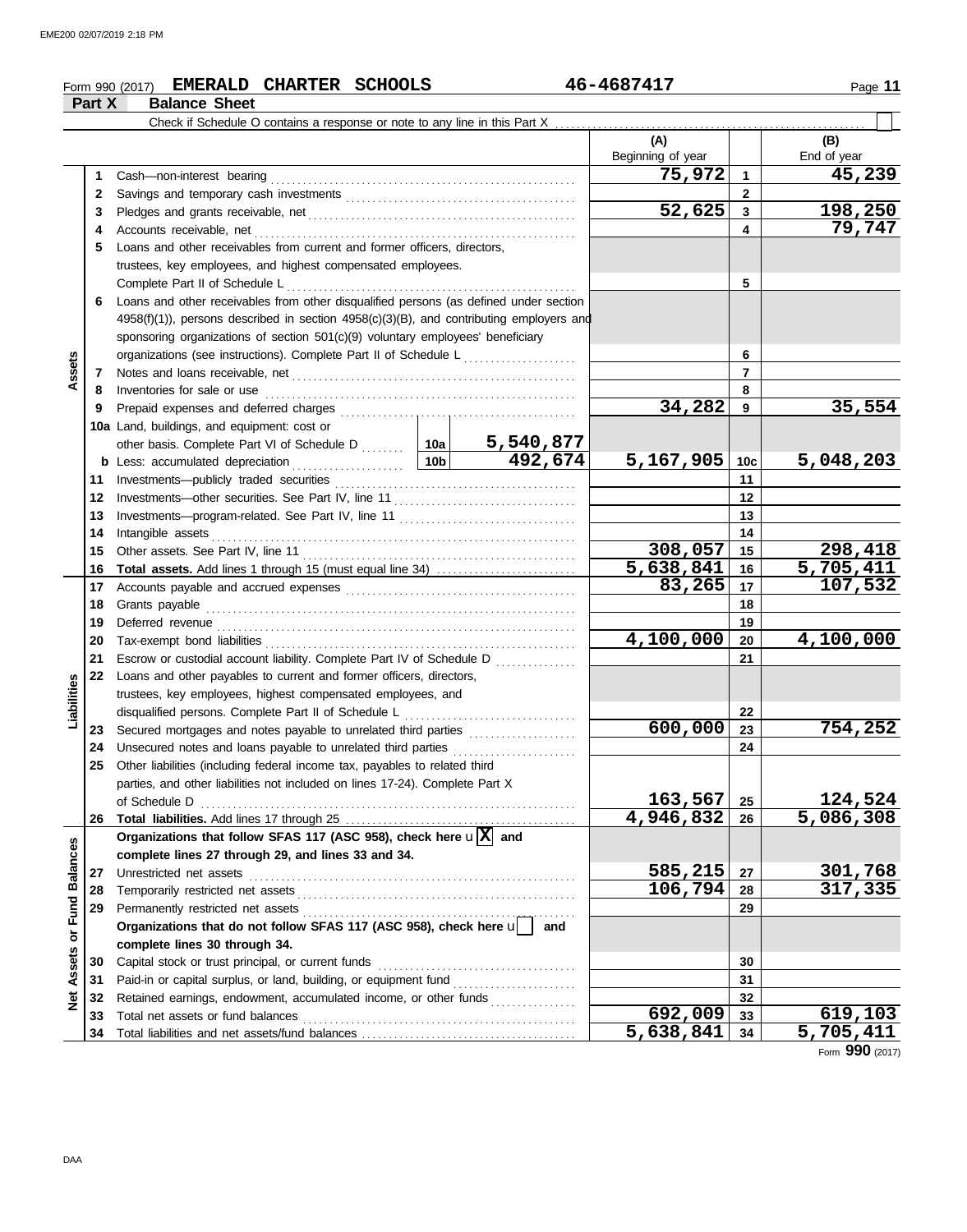Form 990 (2017) **EMERALD CHARTER SCHOOLS** 46-4687417

**Part X Balance Sheet**

Check if Schedule O contains a response or note to any line in this Part X

| | | | (A) Beginning of year | | (B) End of year |
|---|---|---|---|---|---|
| **Assets** | 1 | Cash—non-interest bearing | 75,972 | 1 | 45,239 |
| | 2 | Savings and temporary cash investments | | 2 | |
| | 3 | Pledges and grants receivable, net | 52,625 | 3 | 198,250 |
| | 4 | Accounts receivable, net | | 4 | 79,747 |
| | 5 | Loans and other receivables from current and former officers, directors, trustees, key employees, and highest compensated employees. Complete Part II of Schedule L | | 5 | |
| | 6 | Loans and other receivables from other disqualified persons (as defined under section 4958(f)(1)), persons described in section 4958(c)(3)(B), and contributing employers and sponsoring organizations of section 501(c)(9) voluntary employees' beneficiary organizations (see instructions). Complete Part II of Schedule L | | 6 | |
| | 7 | Notes and loans receivable, net | | 7 | |
| | 8 | Inventories for sale or use | | 8 | |
| | 9 | Prepaid expenses and deferred charges | 34,282 | 9 | 35,554 |
| | 10a | Land, buildings, and equipment: cost or other basis. Complete Part VI of Schedule D — 10a: 5,540,877 | | | |
| | b | Less: accumulated depreciation — 10b: 492,674 | 5,167,905 | 10c | 5,048,203 |
| | 11 | Investments—publicly traded securities | | 11 | |
| | 12 | Investments—other securities. See Part IV, line 11 | | 12 | |
| | 13 | Investments—program-related. See Part IV, line 11 | | 13 | |
| | 14 | Intangible assets | | 14 | |
| | 15 | Other assets. See Part IV, line 11 | 308,057 | 15 | 298,418 |
| | 16 | **Total assets.** Add lines 1 through 15 (must equal line 34) | 5,638,841 | 16 | 5,705,411 |
| **Liabilities** | 17 | Accounts payable and accrued expenses | 83,265 | 17 | 107,532 |
| | 18 | Grants payable | | 18 | |
| | 19 | Deferred revenue | | 19 | |
| | 20 | Tax-exempt bond liabilities | 4,100,000 | 20 | 4,100,000 |
| | 21 | Escrow or custodial account liability. Complete Part IV of Schedule D | | 21 | |
| | 22 | Loans and other payables to current and former officers, directors, trustees, key employees, highest compensated employees, and disqualified persons. Complete Part II of Schedule L | | 22 | |
| | 23 | Secured mortgages and notes payable to unrelated third parties | 600,000 | 23 | 754,252 |
| | 24 | Unsecured notes and loans payable to unrelated third parties | | 24 | |
| | 25 | Other liabilities (including federal income tax, payables to related third parties, and other liabilities not included on lines 17-24). Complete Part X of Schedule D | 163,567 | 25 | 124,524 |
| | 26 | **Total liabilities.** Add lines 17 through 25 | 4,946,832 | 26 | 5,086,308 |
| **Net Assets or Fund Balances** | | **Organizations that follow SFAS 117 (ASC 958), check here** [X] **and complete lines 27 through 29, and lines 33 and 34.** | | | |
| | 27 | Unrestricted net assets | 585,215 | 27 | 301,768 |
| | 28 | Temporarily restricted net assets | 106,794 | 28 | 317,335 |
| | 29 | Permanently restricted net assets | | 29 | |
| | | **Organizations that do not follow SFAS 117 (ASC 958), check here** [ ] **and complete lines 30 through 34.** | | | |
| | 30 | Capital stock or trust principal, or current funds | | 30 | |
| | 31 | Paid-in or capital surplus, or land, building, or equipment fund | | 31 | |
| | 32 | Retained earnings, endowment, accumulated income, or other funds | | 32 | |
| | 33 | Total net assets or fund balances | 692,009 | 33 | 619,103 |
| | 34 | Total liabilities and net assets/fund balances | 5,638,841 | 34 | 5,705,411 |

Form **990** (2017)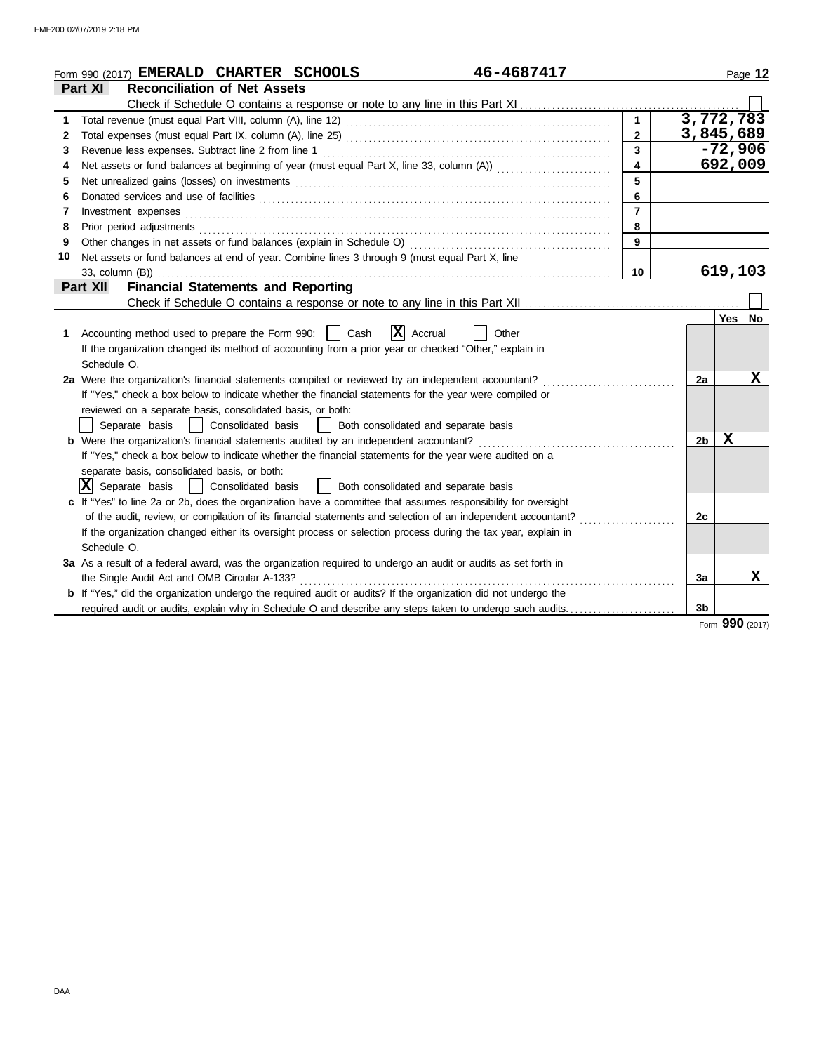Form 990 (2017) **EMERALD CHARTER SCHOOLS** 46-4687417

## Part XI Reconciliation of Net Assets

Check if Schedule O contains a response or note to any line in this Part XI ☐

| | | | |
|---|---|---|---|
| 1 | Total revenue (must equal Part VIII, column (A), line 12) | 1 | 3,772,783 |
| 2 | Total expenses (must equal Part IX, column (A), line 25) | 2 | 3,845,689 |
| 3 | Revenue less expenses. Subtract line 2 from line 1 | 3 | -72,906 |
| 4 | Net assets or fund balances at beginning of year (must equal Part X, line 33, column (A)) | 4 | 692,009 |
| 5 | Net unrealized gains (losses) on investments | 5 | |
| 6 | Donated services and use of facilities | 6 | |
| 7 | Investment expenses | 7 | |
| 8 | Prior period adjustments | 8 | |
| 9 | Other changes in net assets or fund balances (explain in Schedule O) | 9 | |
| 10 | Net assets or fund balances at end of year. Combine lines 3 through 9 (must equal Part X, line 33, column (B)) | 10 | 619,103 |

## Part XII Financial Statements and Reporting

Check if Schedule O contains a response or note to any line in this Part XII ☐

| | | | Yes | No |
|---|---|---|---|---|
| 1 | Accounting method used to prepare the Form 990: ☐ Cash ☒ Accrual ☐ Other<br>If the organization changed its method of accounting from a prior year or checked "Other," explain in Schedule O. | | | |
| 2a | Were the organization's financial statements compiled or reviewed by an independent accountant?<br>If "Yes," check a box below to indicate whether the financial statements for the year were compiled or reviewed on a separate basis, consolidated basis, or both:<br>☐ Separate basis ☐ Consolidated basis ☐ Both consolidated and separate basis | 2a | | X |
| b | Were the organization's financial statements audited by an independent accountant?<br>If "Yes," check a box below to indicate whether the financial statements for the year were audited on a separate basis, consolidated basis, or both:<br>☒ Separate basis ☐ Consolidated basis ☐ Both consolidated and separate basis | 2b | X | |
| c | If "Yes" to line 2a or 2b, does the organization have a committee that assumes responsibility for oversight of the audit, review, or compilation of its financial statements and selection of an independent accountant?<br>If the organization changed either its oversight process or selection process during the tax year, explain in Schedule O. | 2c | | |
| 3a | As a result of a federal award, was the organization required to undergo an audit or audits as set forth in the Single Audit Act and OMB Circular A-133? | 3a | | X |
| b | If "Yes," did the organization undergo the required audit or audits? If the organization did not undergo the required audit or audits, explain why in Schedule O and describe any steps taken to undergo such audits. | 3b | | |

Form **990** (2017)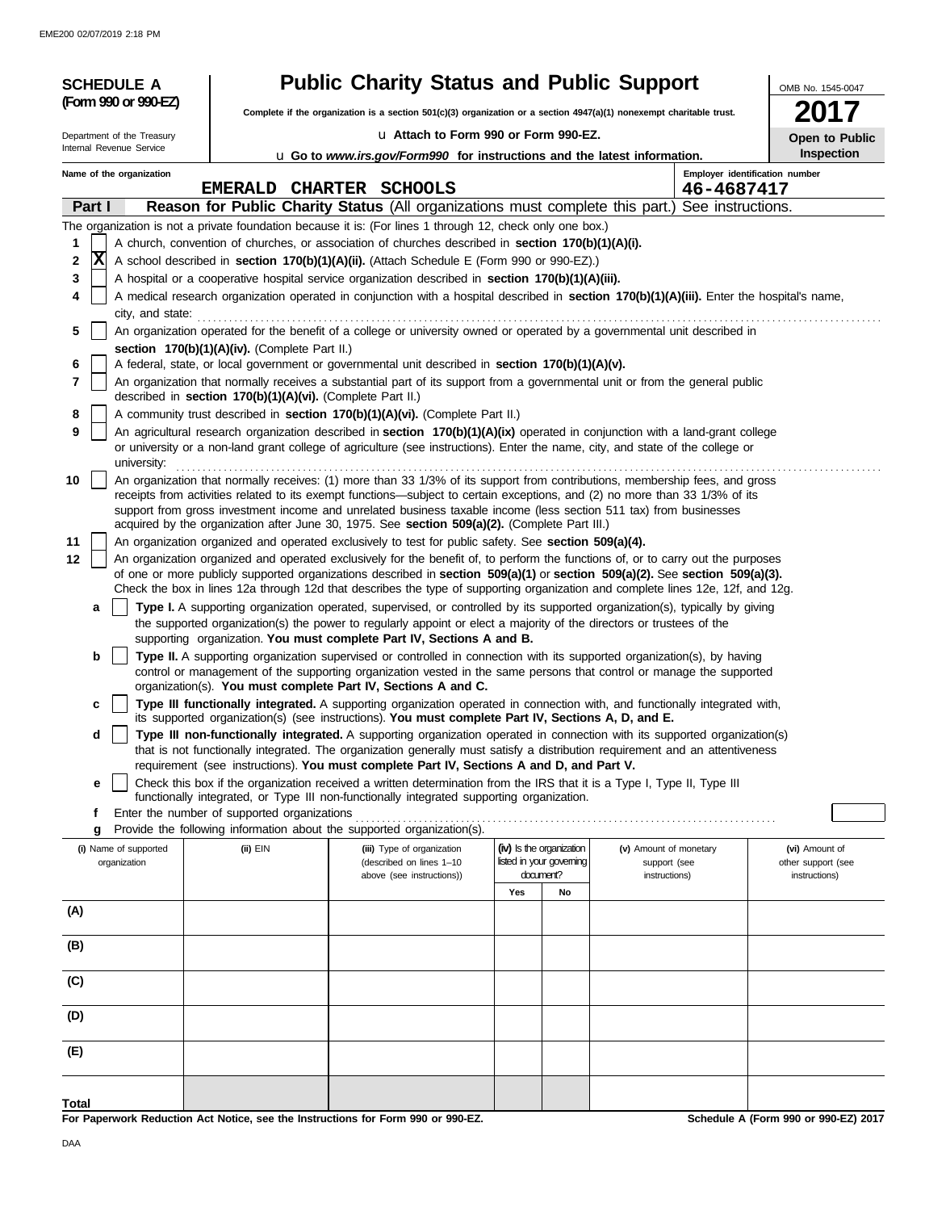EME200 02/07/2019 2:18 PM

**SCHEDULE A (Form 990 or 990-EZ)**

Department of the Treasury
Internal Revenue Service

# Public Charity Status and Public Support

**Complete if the organization is a section 501(c)(3) organization or a section 4947(a)(1) nonexempt charitable trust.**

u **Attach to Form 990 or Form 990-EZ.**

u **Go to *www.irs.gov/Form990* for instructions and the latest information.**

OMB No. 1545-0047

**2017**

**Open to Public Inspection**

**Name of the organization:** EMERALD CHARTER SCHOOLS

**Employer identification number:** 46-4687417

## Part I — Reason for Public Charity Status (All organizations must complete this part.) See instructions.

The organization is not a private foundation because it is: (For lines 1 through 12, check only one box.)

1. [ ] A church, convention of churches, or association of churches described in **section 170(b)(1)(A)(i).**
2. [X] A school described in **section 170(b)(1)(A)(ii).** (Attach Schedule E (Form 990 or 990-EZ).)
3. [ ] A hospital or a cooperative hospital service organization described in **section 170(b)(1)(A)(iii).**
4. [ ] A medical research organization operated in conjunction with a hospital described in **section 170(b)(1)(A)(iii).** Enter the hospital's name, city, and state:
5. [ ] An organization operated for the benefit of a college or university owned or operated by a governmental unit described in **section 170(b)(1)(A)(iv).** (Complete Part II.)
6. [ ] A federal, state, or local government or governmental unit described in **section 170(b)(1)(A)(v).**
7. [ ] An organization that normally receives a substantial part of its support from a governmental unit or from the general public described in **section 170(b)(1)(A)(vi).** (Complete Part II.)
8. [ ] A community trust described in **section 170(b)(1)(A)(vi).** (Complete Part II.)
9. [ ] An agricultural research organization described in **section 170(b)(1)(A)(ix)** operated in conjunction with a land-grant college or university or a non-land grant college of agriculture (see instructions). Enter the name, city, and state of the college or university:
10. [ ] An organization that normally receives: (1) more than 33 1/3% of its support from contributions, membership fees, and gross receipts from activities related to its exempt functions—subject to certain exceptions, and (2) no more than 33 1/3% of its support from gross investment income and unrelated business taxable income (less section 511 tax) from businesses acquired by the organization after June 30, 1975. See **section 509(a)(2).** (Complete Part III.)
11. [ ] An organization organized and operated exclusively to test for public safety. See **section 509(a)(4).**
12. [ ] An organization organized and operated exclusively for the benefit of, to perform the functions of, or to carry out the purposes of one or more publicly supported organizations described in **section 509(a)(1)** or **section 509(a)(2).** See **section 509(a)(3).** Check the box in lines 12a through 12d that describes the type of supporting organization and complete lines 12e, 12f, and 12g.
   - **a** [ ] **Type I.** A supporting organization operated, supervised, or controlled by its supported organization(s), typically by giving the supported organization(s) the power to regularly appoint or elect a majority of the directors or trustees of the supporting organization. **You must complete Part IV, Sections A and B.**
   - **b** [ ] **Type II.** A supporting organization supervised or controlled in connection with its supported organization(s), by having control or management of the supporting organization vested in the same persons that control or manage the supported organization(s). **You must complete Part IV, Sections A and C.**
   - **c** [ ] **Type III functionally integrated.** A supporting organization operated in connection with, and functionally integrated with, its supported organization(s) (see instructions). **You must complete Part IV, Sections A, D, and E.**
   - **d** [ ] **Type III non-functionally integrated.** A supporting organization operated in connection with its supported organization(s) that is not functionally integrated. The organization generally must satisfy a distribution requirement and an attentiveness requirement (see instructions). **You must complete Part IV, Sections A and D, and Part V.**
   - **e** [ ] Check this box if the organization received a written determination from the IRS that it is a Type I, Type II, Type III functionally integrated, or Type III non-functionally integrated supporting organization.
   - **f** Enter the number of supported organizations
   - **g** Provide the following information about the supported organization(s).

| (i) Name of supported organization | (ii) EIN | (iii) Type of organization (described on lines 1–10 above (see instructions)) | (iv) Is the organization listed in your governing document? Yes | No | (v) Amount of monetary support (see instructions) | (vi) Amount of other support (see instructions) |
|---|---|---|---|---|---|---|
| (A) | | | | | | |
| (B) | | | | | | |
| (C) | | | | | | |
| (D) | | | | | | |
| (E) | | | | | | |
| **Total** | | | | | | |

**For Paperwork Reduction Act Notice, see the Instructions for Form 990 or 990-EZ.**

**Schedule A (Form 990 or 990-EZ) 2017**

DAA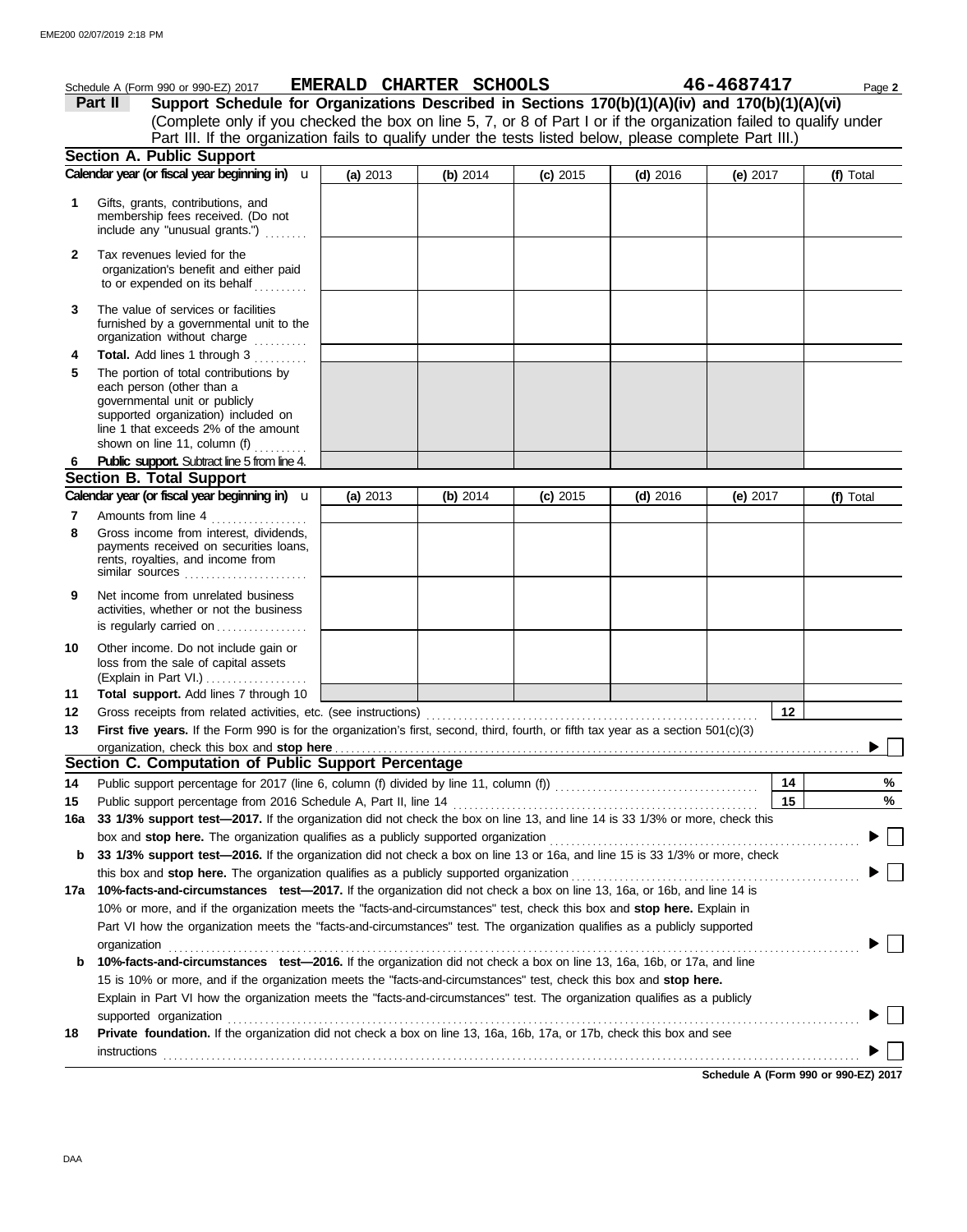Schedule A (Form 990 or 990-EZ) 2017 **EMERALD CHARTER SCHOOLS** **46-4687417** Page **2**

## Part II Support Schedule for Organizations Described in Sections 170(b)(1)(A)(iv) and 170(b)(1)(A)(vi)

(Complete only if you checked the box on line 5, 7, or 8 of Part I or if the organization failed to qualify under Part III. If the organization fails to qualify under the tests listed below, please complete Part III.)

### Section A. Public Support

| Calendar year (or fiscal year beginning in) | (a) 2013 | (b) 2014 | (c) 2015 | (d) 2016 | (e) 2017 | (f) Total |
|---|---|---|---|---|---|---|
| **1** Gifts, grants, contributions, and membership fees received. (Do not include any "unusual grants.") | | | | | | |
| **2** Tax revenues levied for the organization's benefit and either paid to or expended on its behalf | | | | | | |
| **3** The value of services or facilities furnished by a governmental unit to the organization without charge | | | | | | |
| **4** **Total.** Add lines 1 through 3 | | | | | | |
| **5** The portion of total contributions by each person (other than a governmental unit or publicly supported organization) included on line 1 that exceeds 2% of the amount shown on line 11, column (f) | | | | | | |
| **6** **Public support.** Subtract line 5 from line 4. | | | | | | |

### Section B. Total Support

| Calendar year (or fiscal year beginning in) | (a) 2013 | (b) 2014 | (c) 2015 | (d) 2016 | (e) 2017 | (f) Total |
|---|---|---|---|---|---|---|
| **7** Amounts from line 4 | | | | | | |
| **8** Gross income from interest, dividends, payments received on securities loans, rents, royalties, and income from similar sources | | | | | | |
| **9** Net income from unrelated business activities, whether or not the business is regularly carried on | | | | | | |
| **10** Other income. Do not include gain or loss from the sale of capital assets (Explain in Part VI.) | | | | | | |
| **11** **Total support.** Add lines 7 through 10 | | | | | | |

**12** Gross receipts from related activities, etc. (see instructions) **12**

**13** **First five years.** If the Form 990 is for the organization's first, second, third, fourth, or fifth tax year as a section 501(c)(3) organization, check this box and **stop here** ▶ ☐

### Section C. Computation of Public Support Percentage

**14** Public support percentage for 2017 (line 6, column (f) divided by line 11, column (f)) **14** %

**15** Public support percentage from 2016 Schedule A, Part II, line 14 **15** %

**16a** **33 1/3% support test—2017.** If the organization did not check the box on line 13, and line 14 is 33 1/3% or more, check this box and **stop here.** The organization qualifies as a publicly supported organization ▶ ☐

**b** **33 1/3% support test—2016.** If the organization did not check a box on line 13 or 16a, and line 15 is 33 1/3% or more, check this box and **stop here.** The organization qualifies as a publicly supported organization ▶ ☐

**17a** **10%-facts-and-circumstances test—2017.** If the organization did not check a box on line 13, 16a, or 16b, and line 14 is 10% or more, and if the organization meets the "facts-and-circumstances" test, check this box and **stop here.** Explain in Part VI how the organization meets the "facts-and-circumstances" test. The organization qualifies as a publicly supported organization ▶ ☐

**b** **10%-facts-and-circumstances test—2016.** If the organization did not check a box on line 13, 16a, 16b, or 17a, and line 15 is 10% or more, and if the organization meets the "facts-and-circumstances" test, check this box and **stop here.** Explain in Part VI how the organization meets the "facts-and-circumstances" test. The organization qualifies as a publicly supported organization ▶ ☐

**18** **Private foundation.** If the organization did not check a box on line 13, 16a, 16b, 17a, or 17b, check this box and see instructions ▶ ☐

**Schedule A (Form 990 or 990-EZ) 2017**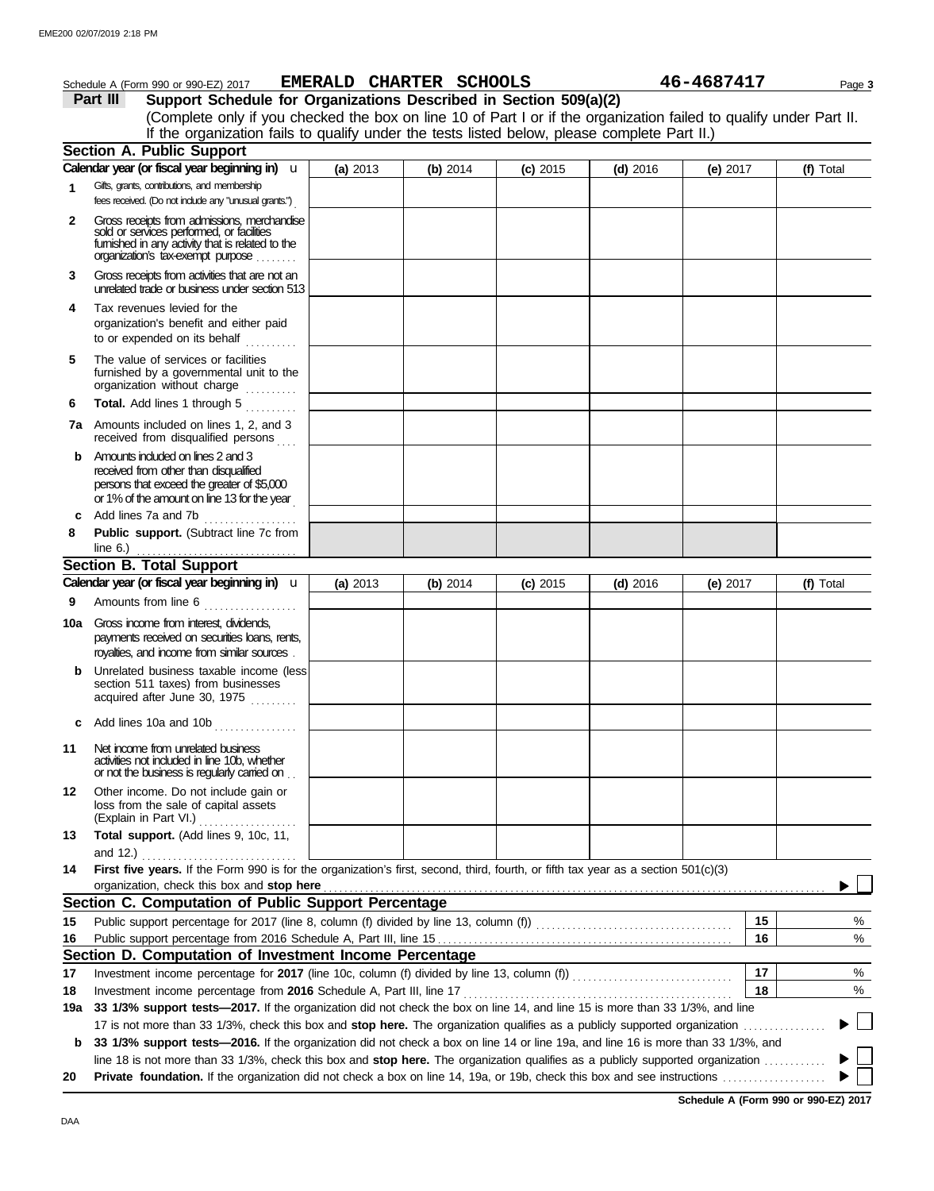Schedule A (Form 990 or 990-EZ) 2017 **EMERALD CHARTER SCHOOLS** **46-4687417**

## Part III Support Schedule for Organizations Described in Section 509(a)(2)

(Complete only if you checked the box on line 10 of Part I or if the organization failed to qualify under Part II. If the organization fails to qualify under the tests listed below, please complete Part II.)

### Section A. Public Support

| Calendar year (or fiscal year beginning in) u | (a) 2013 | (b) 2014 | (c) 2015 | (d) 2016 | (e) 2017 | (f) Total |
|---|---|---|---|---|---|---|
| **1** Gifts, grants, contributions, and membership fees received. (Do not include any "unusual grants.") | | | | | | |
| **2** Gross receipts from admissions, merchandise sold or services performed, or facilities furnished in any activity that is related to the organization's tax-exempt purpose | | | | | | |
| **3** Gross receipts from activities that are not an unrelated trade or business under section 513 | | | | | | |
| **4** Tax revenues levied for the organization's benefit and either paid to or expended on its behalf | | | | | | |
| **5** The value of services or facilities furnished by a governmental unit to the organization without charge | | | | | | |
| **6** **Total.** Add lines 1 through 5 | | | | | | |
| **7a** Amounts included on lines 1, 2, and 3 received from disqualified persons | | | | | | |
| **b** Amounts included on lines 2 and 3 received from other than disqualified persons that exceed the greater of $5,000 or 1% of the amount on line 13 for the year | | | | | | |
| **c** Add lines 7a and 7b | | | | | | |
| **8** **Public support.** (Subtract line 7c from line 6.) | | | | | | |

### Section B. Total Support

| Calendar year (or fiscal year beginning in) u | (a) 2013 | (b) 2014 | (c) 2015 | (d) 2016 | (e) 2017 | (f) Total |
|---|---|---|---|---|---|---|
| **9** Amounts from line 6 | | | | | | |
| **10a** Gross income from interest, dividends, payments received on securities loans, rents, royalties, and income from similar sources | | | | | | |
| **b** Unrelated business taxable income (less section 511 taxes) from businesses acquired after June 30, 1975 | | | | | | |
| **c** Add lines 10a and 10b | | | | | | |
| **11** Net income from unrelated business activities not included in line 10b, whether or not the business is regularly carried on | | | | | | |
| **12** Other income. Do not include gain or loss from the sale of capital assets (Explain in Part VI.) | | | | | | |
| **13** **Total support.** (Add lines 9, 10c, 11, and 12.) | | | | | | |

**14** **First five years.** If the Form 990 is for the organization's first, second, third, fourth, or fifth tax year as a section 501(c)(3) organization, check this box and **stop here** ▶ ☐

### Section C. Computation of Public Support Percentage

| | | | |
|---|---|---|---|
| **15** | Public support percentage for 2017 (line 8, column (f) divided by line 13, column (f)) | 15 | % |
| **16** | Public support percentage from 2016 Schedule A, Part III, line 15 | 16 | % |

### Section D. Computation of Investment Income Percentage

| | | | |
|---|---|---|---|
| **17** | Investment income percentage for **2017** (line 10c, column (f) divided by line 13, column (f)) | 17 | % |
| **18** | Investment income percentage from **2016** Schedule A, Part III, line 17 | 18 | % |

**19a** **33 1/3% support tests—2017.** If the organization did not check the box on line 14, and line 15 is more than 33 1/3%, and line 17 is not more than 33 1/3%, check this box and **stop here.** The organization qualifies as a publicly supported organization ▶ ☐

**b** **33 1/3% support tests—2016.** If the organization did not check a box on line 14 or line 19a, and line 16 is more than 33 1/3%, and line 18 is not more than 33 1/3%, check this box and **stop here.** The organization qualifies as a publicly supported organization ▶ ☐

**20** **Private foundation.** If the organization did not check a box on line 14, 19a, or 19b, check this box and see instructions ▶ ☐

**Schedule A (Form 990 or 990-EZ) 2017**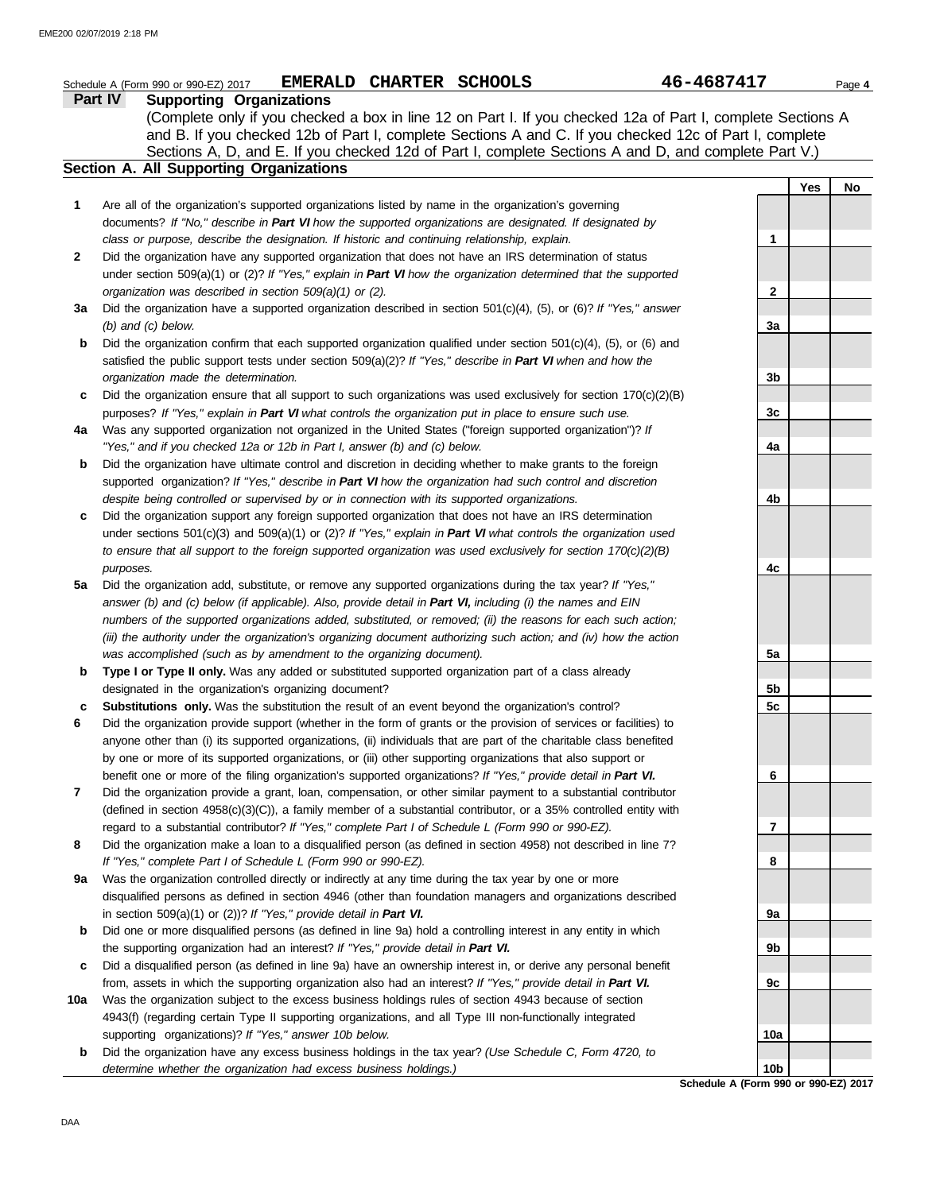Schedule A (Form 990 or 990-EZ) 2017 **EMERALD CHARTER SCHOOLS** **46-4687417** Page **4**

## Part IV Supporting Organizations

(Complete only if you checked a box in line 12 on Part I. If you checked 12a of Part I, complete Sections A and B. If you checked 12b of Part I, complete Sections A and C. If you checked 12c of Part I, complete Sections A, D, and E. If you checked 12d of Part I, complete Sections A and D, and complete Part V.)

### Section A. All Supporting Organizations

| | | | Yes | No |
|---|---|---|---|---|
| **1** | Are all of the organization's supported organizations listed by name in the organization's governing documents? *If "No," describe in* ***Part VI*** *how the supported organizations are designated. If designated by class or purpose, describe the designation. If historic and continuing relationship, explain.* | 1 | | |
| **2** | Did the organization have any supported organization that does not have an IRS determination of status under section 509(a)(1) or (2)? *If "Yes," explain in* ***Part VI*** *how the organization determined that the supported organization was described in section 509(a)(1) or (2).* | 2 | | |
| **3a** | Did the organization have a supported organization described in section 501(c)(4), (5), or (6)? *If "Yes," answer (b) and (c) below.* | 3a | | |
| **b** | Did the organization confirm that each supported organization qualified under section 501(c)(4), (5), or (6) and satisfied the public support tests under section 509(a)(2)? *If "Yes," describe in* ***Part VI*** *when and how the organization made the determination.* | 3b | | |
| **c** | Did the organization ensure that all support to such organizations was used exclusively for section 170(c)(2)(B) purposes? *If "Yes," explain in* ***Part VI*** *what controls the organization put in place to ensure such use.* | 3c | | |
| **4a** | Was any supported organization not organized in the United States ("foreign supported organization")? *If "Yes," and if you checked 12a or 12b in Part I, answer (b) and (c) below.* | 4a | | |
| **b** | Did the organization have ultimate control and discretion in deciding whether to make grants to the foreign supported organization? *If "Yes," describe in* ***Part VI*** *how the organization had such control and discretion despite being controlled or supervised by or in connection with its supported organizations.* | 4b | | |
| **c** | Did the organization support any foreign supported organization that does not have an IRS determination under sections 501(c)(3) and 509(a)(1) or (2)? *If "Yes," explain in* ***Part VI*** *what controls the organization used to ensure that all support to the foreign supported organization was used exclusively for section 170(c)(2)(B) purposes.* | 4c | | |
| **5a** | Did the organization add, substitute, or remove any supported organizations during the tax year? *If "Yes," answer (b) and (c) below (if applicable). Also, provide detail in* ***Part VI,*** *including (i) the names and EIN numbers of the supported organizations added, substituted, or removed; (ii) the reasons for each such action; (iii) the authority under the organization's organizing document authorizing such action; and (iv) how the action was accomplished (such as by amendment to the organizing document).* | 5a | | |
| **b** | **Type I or Type II only.** Was any added or substituted supported organization part of a class already designated in the organization's organizing document? | 5b | | |
| **c** | **Substitutions only.** Was the substitution the result of an event beyond the organization's control? | 5c | | |
| **6** | Did the organization provide support (whether in the form of grants or the provision of services or facilities) to anyone other than (i) its supported organizations, (ii) individuals that are part of the charitable class benefited by one or more of its supported organizations, or (iii) other supporting organizations that also support or benefit one or more of the filing organization's supported organizations? *If "Yes," provide detail in* ***Part VI.*** | 6 | | |
| **7** | Did the organization provide a grant, loan, compensation, or other similar payment to a substantial contributor (defined in section 4958(c)(3)(C)), a family member of a substantial contributor, or a 35% controlled entity with regard to a substantial contributor? *If "Yes," complete Part I of Schedule L (Form 990 or 990-EZ).* | 7 | | |
| **8** | Did the organization make a loan to a disqualified person (as defined in section 4958) not described in line 7? *If "Yes," complete Part I of Schedule L (Form 990 or 990-EZ).* | 8 | | |
| **9a** | Was the organization controlled directly or indirectly at any time during the tax year by one or more disqualified persons as defined in section 4946 (other than foundation managers and organizations described in section 509(a)(1) or (2))? *If "Yes," provide detail in* ***Part VI.*** | 9a | | |
| **b** | Did one or more disqualified persons (as defined in line 9a) hold a controlling interest in any entity in which the supporting organization had an interest? *If "Yes," provide detail in* ***Part VI.*** | 9b | | |
| **c** | Did a disqualified person (as defined in line 9a) have an ownership interest in, or derive any personal benefit from, assets in which the supporting organization also had an interest? *If "Yes," provide detail in* ***Part VI.*** | 9c | | |
| **10a** | Was the organization subject to the excess business holdings rules of section 4943 because of section 4943(f) (regarding certain Type II supporting organizations, and all Type III non-functionally integrated supporting organizations)? *If "Yes," answer 10b below.* | 10a | | |
| **b** | Did the organization have any excess business holdings in the tax year? *(Use Schedule C, Form 4720, to determine whether the organization had excess business holdings.)* | 10b | | |

**Schedule A (Form 990 or 990-EZ) 2017**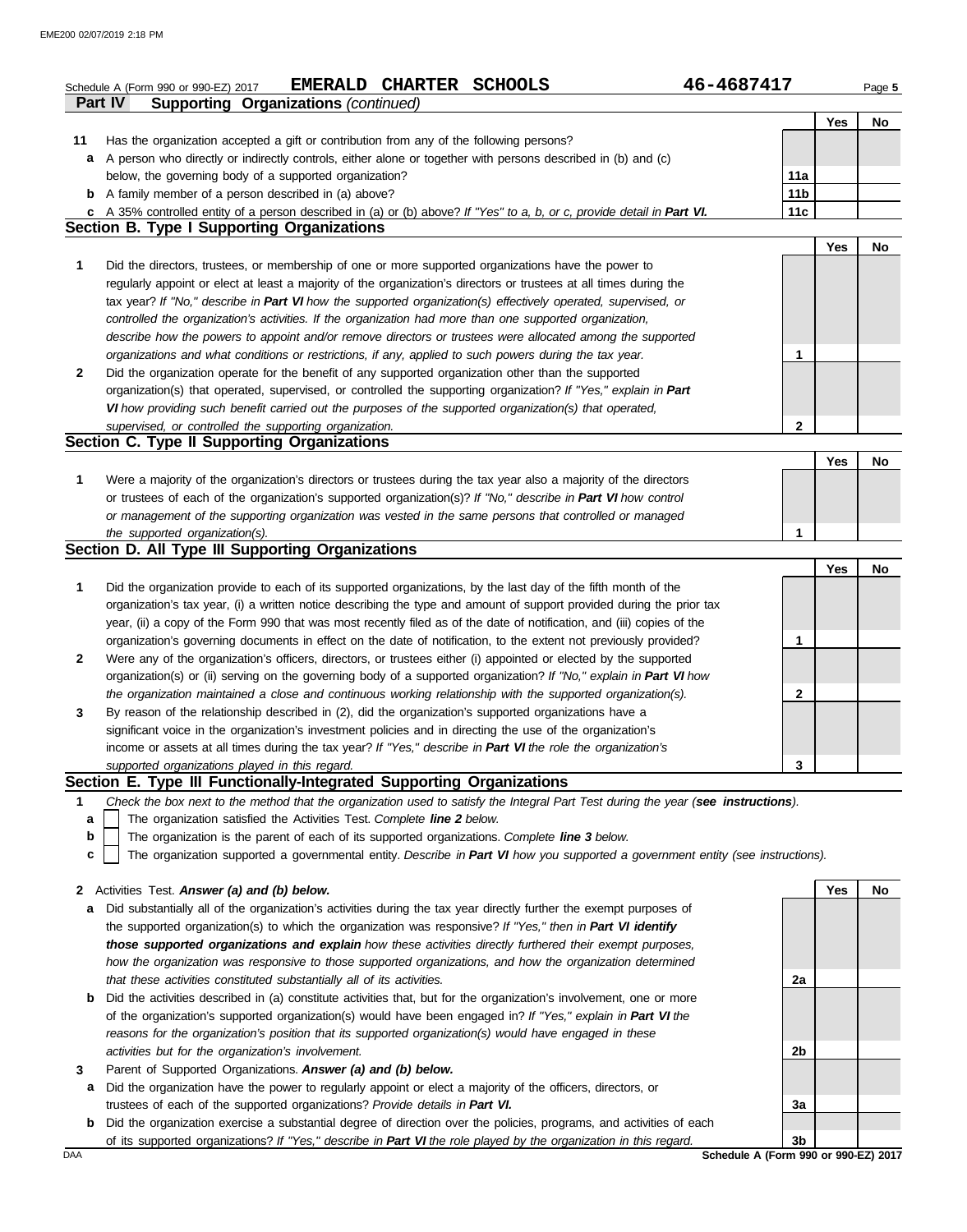Schedule A (Form 990 or 990-EZ) 2017 **EMERALD CHARTER SCHOOLS** 46-4687417

## Part IV Supporting Organizations *(continued)*

| | | | Yes | No |
|---|---|---|---|---|
| **11** | Has the organization accepted a gift or contribution from any of the following persons? | | | |
| **a** | A person who directly or indirectly controls, either alone or together with persons described in (b) and (c) below, the governing body of a supported organization? | 11a | | |
| **b** | A family member of a person described in (a) above? | 11b | | |
| **c** | A 35% controlled entity of a person described in (a) or (b) above? *If "Yes" to a, b, or c, provide detail in* ***Part VI.*** | 11c | | |

### Section B. Type I Supporting Organizations

| | | | Yes | No |
|---|---|---|---|---|
| **1** | Did the directors, trustees, or membership of one or more supported organizations have the power to regularly appoint or elect at least a majority of the organization's directors or trustees at all times during the tax year? *If "No," describe in* ***Part VI*** *how the supported organization(s) effectively operated, supervised, or controlled the organization's activities. If the organization had more than one supported organization, describe how the powers to appoint and/or remove directors or trustees were allocated among the supported organizations and what conditions or restrictions, if any, applied to such powers during the tax year.* | 1 | | |
| **2** | Did the organization operate for the benefit of any supported organization other than the supported organization(s) that operated, supervised, or controlled the supporting organization? *If "Yes," explain in* ***Part VI*** *how providing such benefit carried out the purposes of the supported organization(s) that operated, supervised, or controlled the supporting organization.* | 2 | | |

### Section C. Type II Supporting Organizations

| | | | Yes | No |
|---|---|---|---|---|
| **1** | Were a majority of the organization's directors or trustees during the tax year also a majority of the directors or trustees of each of the organization's supported organization(s)? *If "No," describe in* ***Part VI*** *how control or management of the supporting organization was vested in the same persons that controlled or managed the supported organization(s).* | 1 | | |

### Section D. All Type III Supporting Organizations

| | | | Yes | No |
|---|---|---|---|---|
| **1** | Did the organization provide to each of its supported organizations, by the last day of the fifth month of the organization's tax year, (i) a written notice describing the type and amount of support provided during the prior tax year, (ii) a copy of the Form 990 that was most recently filed as of the date of notification, and (iii) copies of the organization's governing documents in effect on the date of notification, to the extent not previously provided? | 1 | | |
| **2** | Were any of the organization's officers, directors, or trustees either (i) appointed or elected by the supported organization(s) or (ii) serving on the governing body of a supported organization? *If "No," explain in* ***Part VI*** *how the organization maintained a close and continuous working relationship with the supported organization(s).* | 2 | | |
| **3** | By reason of the relationship described in (2), did the organization's supported organizations have a significant voice in the organization's investment policies and in directing the use of the organization's income or assets at all times during the tax year? *If "Yes," describe in* ***Part VI*** *the role the organization's supported organizations played in this regard.* | 3 | | |

### Section E. Type III Functionally-Integrated Supporting Organizations

**1** *Check the box next to the method that the organization used to satisfy the Integral Part Test during the year (****see instructions****).*

- **a** ☐ The organization satisfied the Activities Test. *Complete* ***line 2*** *below.*
- **b** ☐ The organization is the parent of each of its supported organizations. *Complete* ***line 3*** *below.*
- **c** ☐ The organization supported a governmental entity. *Describe in* ***Part VI*** *how you supported a government entity (see instructions).*

| | | | Yes | No |
|---|---|---|---|---|
| **2** | Activities Test. ***Answer (a) and (b) below.*** | | | |
| **a** | Did substantially all of the organization's activities during the tax year directly further the exempt purposes of the supported organization(s) to which the organization was responsive? *If "Yes," then in* ***Part VI identify those supported organizations and explain*** *how these activities directly furthered their exempt purposes, how the organization was responsive to those supported organizations, and how the organization determined that these activities constituted substantially all of its activities.* | 2a | | |
| **b** | Did the activities described in (a) constitute activities that, but for the organization's involvement, one or more of the organization's supported organization(s) would have been engaged in? *If "Yes," explain in* ***Part VI*** *the reasons for the organization's position that its supported organization(s) would have engaged in these activities but for the organization's involvement.* | 2b | | |
| **3** | Parent of Supported Organizations. ***Answer (a) and (b) below.*** | | | |
| **a** | Did the organization have the power to regularly appoint or elect a majority of the officers, directors, or trustees of each of the supported organizations? *Provide details in* ***Part VI.*** | 3a | | |
| **b** | Did the organization exercise a substantial degree of direction over the policies, programs, and activities of each of its supported organizations? *If "Yes," describe in* ***Part VI*** *the role played by the organization in this regard.* | 3b | | |

**Schedule A (Form 990 or 990-EZ) 2017**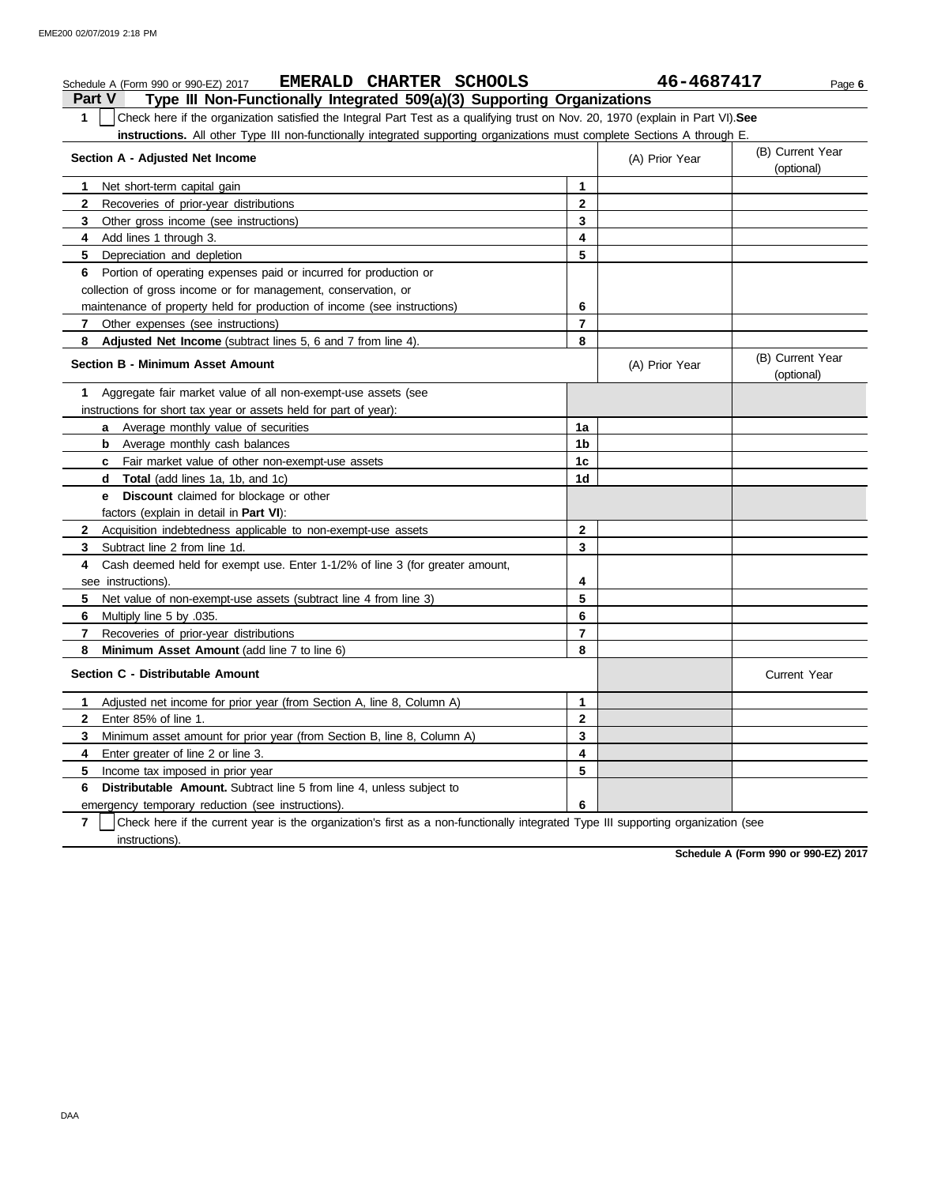Schedule A (Form 990 or 990-EZ) 2017 **EMERALD CHARTER SCHOOLS** **46-4687417** Page **6**

## Part V Type III Non-Functionally Integrated 509(a)(3) Supporting Organizations

**1** ☐ Check here if the organization satisfied the Integral Part Test as a qualifying trust on Nov. 20, 1970 (explain in Part VI). **See instructions.** All other Type III non-functionally integrated supporting organizations must complete Sections A through E.

| Section A - Adjusted Net Income | | (A) Prior Year | (B) Current Year (optional) |
|---|---|---|---|
| **1** Net short-term capital gain | 1 | | |
| **2** Recoveries of prior-year distributions | 2 | | |
| **3** Other gross income (see instructions) | 3 | | |
| **4** Add lines 1 through 3. | 4 | | |
| **5** Depreciation and depletion | 5 | | |
| **6** Portion of operating expenses paid or incurred for production or collection of gross income or for management, conservation, or maintenance of property held for production of income (see instructions) | 6 | | |
| **7** Other expenses (see instructions) | 7 | | |
| **8** **Adjusted Net Income** (subtract lines 5, 6 and 7 from line 4). | 8 | | |

| Section B - Minimum Asset Amount | | (A) Prior Year | (B) Current Year (optional) |
|---|---|---|---|
| **1** Aggregate fair market value of all non-exempt-use assets (see instructions for short tax year or assets held for part of year): | | | |
| **a** Average monthly value of securities | 1a | | |
| **b** Average monthly cash balances | 1b | | |
| **c** Fair market value of other non-exempt-use assets | 1c | | |
| **d** **Total** (add lines 1a, 1b, and 1c) | 1d | | |
| **e** **Discount** claimed for blockage or other factors (explain in detail in **Part VI**): | | | |
| **2** Acquisition indebtedness applicable to non-exempt-use assets | 2 | | |
| **3** Subtract line 2 from line 1d. | 3 | | |
| **4** Cash deemed held for exempt use. Enter 1-1/2% of line 3 (for greater amount, see instructions). | 4 | | |
| **5** Net value of non-exempt-use assets (subtract line 4 from line 3) | 5 | | |
| **6** Multiply line 5 by .035. | 6 | | |
| **7** Recoveries of prior-year distributions | 7 | | |
| **8** **Minimum Asset Amount** (add line 7 to line 6) | 8 | | |

| Section C - Distributable Amount | | | Current Year |
|---|---|---|---|
| **1** Adjusted net income for prior year (from Section A, line 8, Column A) | 1 | | |
| **2** Enter 85% of line 1. | 2 | | |
| **3** Minimum asset amount for prior year (from Section B, line 8, Column A) | 3 | | |
| **4** Enter greater of line 2 or line 3. | 4 | | |
| **5** Income tax imposed in prior year | 5 | | |
| **6** **Distributable Amount.** Subtract line 5 from line 4, unless subject to emergency temporary reduction (see instructions). | 6 | | |

**7** ☐ Check here if the current year is the organization's first as a non-functionally integrated Type III supporting organization (see instructions).

**Schedule A (Form 990 or 990-EZ) 2017**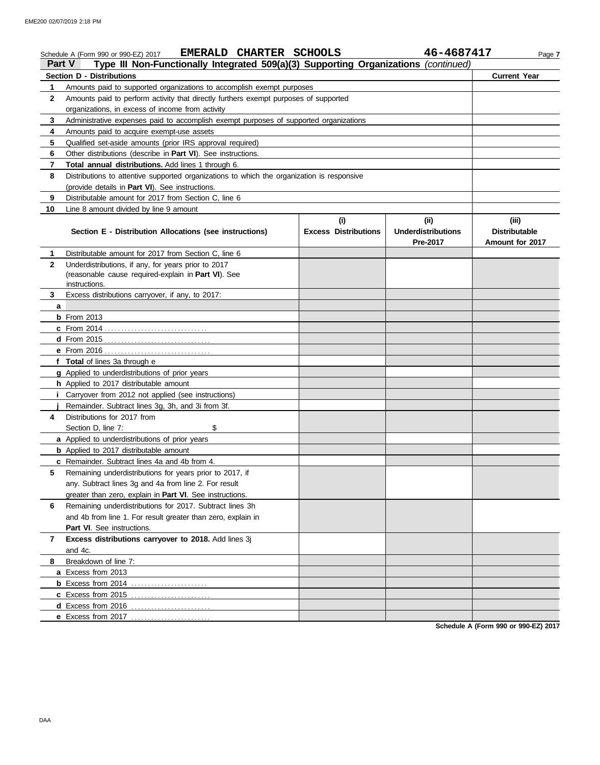Schedule A (Form 990 or 990-EZ) 2017 **EMERALD CHARTER SCHOOLS** **46-4687417** Page **7**

## Part V Type III Non-Functionally Integrated 509(a)(3) Supporting Organizations *(continued)*

| **Section D - Distributions** | | **Current Year** |
|---|---|---|
| **1** | Amounts paid to supported organizations to accomplish exempt purposes | |
| **2** | Amounts paid to perform activity that directly furthers exempt purposes of supported organizations, in excess of income from activity | |
| **3** | Administrative expenses paid to accomplish exempt purposes of supported organizations | |
| **4** | Amounts paid to acquire exempt-use assets | |
| **5** | Qualified set-aside amounts (prior IRS approval required) | |
| **6** | Other distributions (describe in **Part VI**). See instructions. | |
| **7** | **Total annual distributions.** Add lines 1 through 6. | |
| **8** | Distributions to attentive supported organizations to which the organization is responsive (provide details in **Part VI**). See instructions. | |
| **9** | Distributable amount for 2017 from Section C, line 6 | |
| **10** | Line 8 amount divided by line 9 amount | |

| | **Section E - Distribution Allocations (see instructions)** | **(i) Excess Distributions** | **(ii) Underdistributions Pre-2017** | **(iii) Distributable Amount for 2017** |
|---|---|---|---|---|
| **1** | Distributable amount for 2017 from Section C, line 6 | | | |
| **2** | Underdistributions, if any, for years prior to 2017 (reasonable cause required-explain in **Part VI**). See instructions. | | | |
| **3** | Excess distributions carryover, if any, to 2017: | | | |
| **a** | | | | |
| **b** | From 2013 | | | |
| **c** | From 2014 | | | |
| **d** | From 2015 | | | |
| **e** | From 2016 | | | |
| **f** | **Total** of lines 3a through e | | | |
| **g** | Applied to underdistributions of prior years | | | |
| **h** | Applied to 2017 distributable amount | | | |
| **i** | Carryover from 2012 not applied (see instructions) | | | |
| **j** | Remainder. Subtract lines 3g, 3h, and 3i from 3f. | | | |
| **4** | Distributions for 2017 from Section D, line 7: $ | | | |
| **a** | Applied to underdistributions of prior years | | | |
| **b** | Applied to 2017 distributable amount | | | |
| **c** | Remainder. Subtract lines 4a and 4b from 4. | | | |
| **5** | Remaining underdistributions for years prior to 2017, if any. Subtract lines 3g and 4a from line 2. For result greater than zero, explain in **Part VI**. See instructions. | | | |
| **6** | Remaining underdistributions for 2017. Subtract lines 3h and 4b from line 1. For result greater than zero, explain in **Part VI**. See instructions. | | | |
| **7** | **Excess distributions carryover to 2018.** Add lines 3j and 4c. | | | |
| **8** | Breakdown of line 7: | | | |
| **a** | Excess from 2013 | | | |
| **b** | Excess from 2014 | | | |
| **c** | Excess from 2015 | | | |
| **d** | Excess from 2016 | | | |
| **e** | Excess from 2017 | | | |

**Schedule A (Form 990 or 990-EZ) 2017**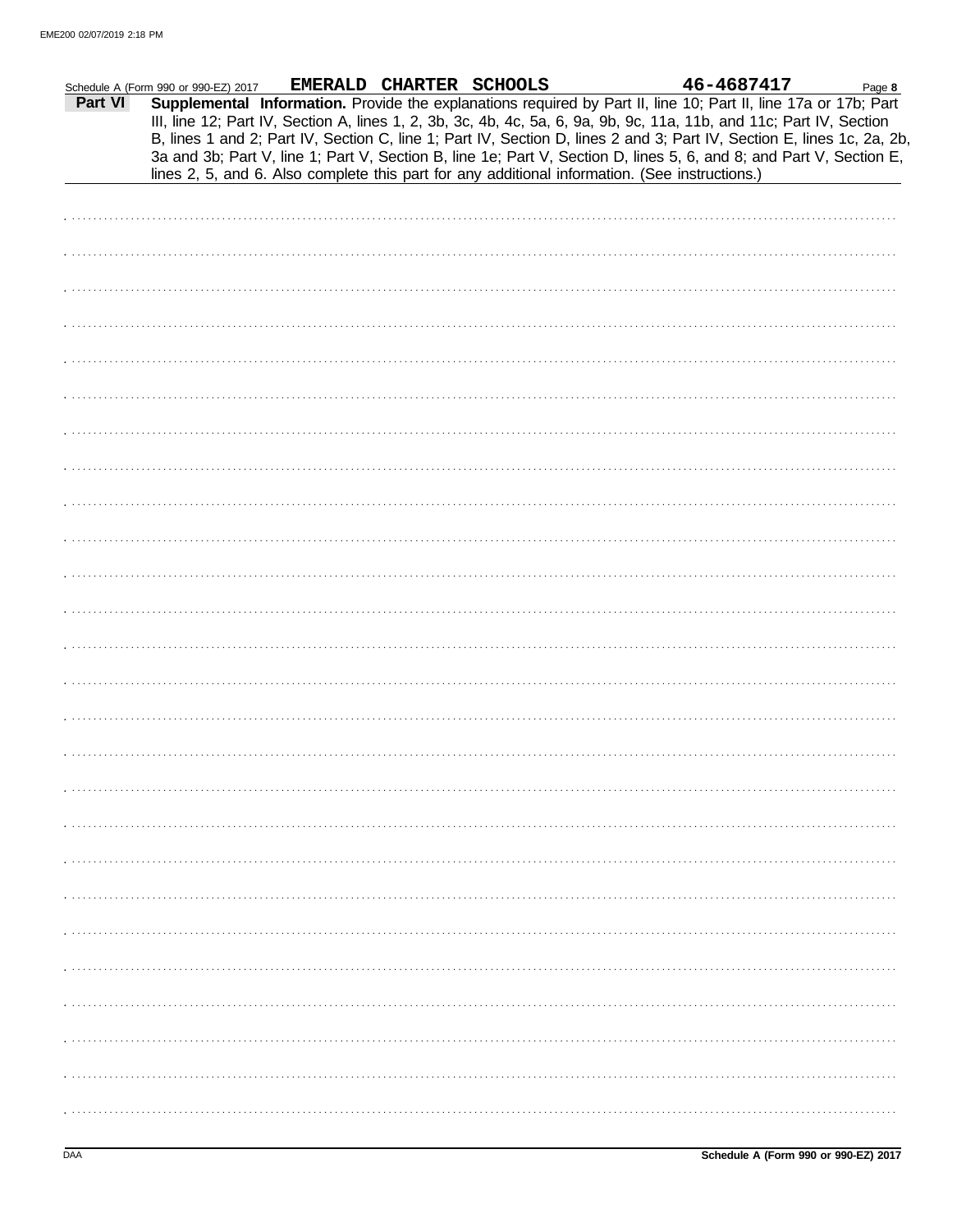Schedule A (Form 990 or 990-EZ) 2017 **EMERALD CHARTER SCHOOLS** **46-4687417** Page **8**

## Part VI Supplemental Information.

Provide the explanations required by Part II, line 10; Part II, line 17a or 17b; Part III, line 12; Part IV, Section A, lines 1, 2, 3b, 3c, 4b, 4c, 5a, 6, 9a, 9b, 9c, 11a, 11b, and 11c; Part IV, Section B, lines 1 and 2; Part IV, Section C, line 1; Part IV, Section D, lines 2 and 3; Part IV, Section E, lines 1c, 2a, 2b, 3a and 3b; Part V, line 1; Part V, Section B, line 1e; Part V, Section D, lines 5, 6, and 8; and Part V, Section E, lines 2, 5, and 6. Also complete this part for any additional information. (See instructions.)

DAA **Schedule A (Form 990 or 990-EZ) 2017**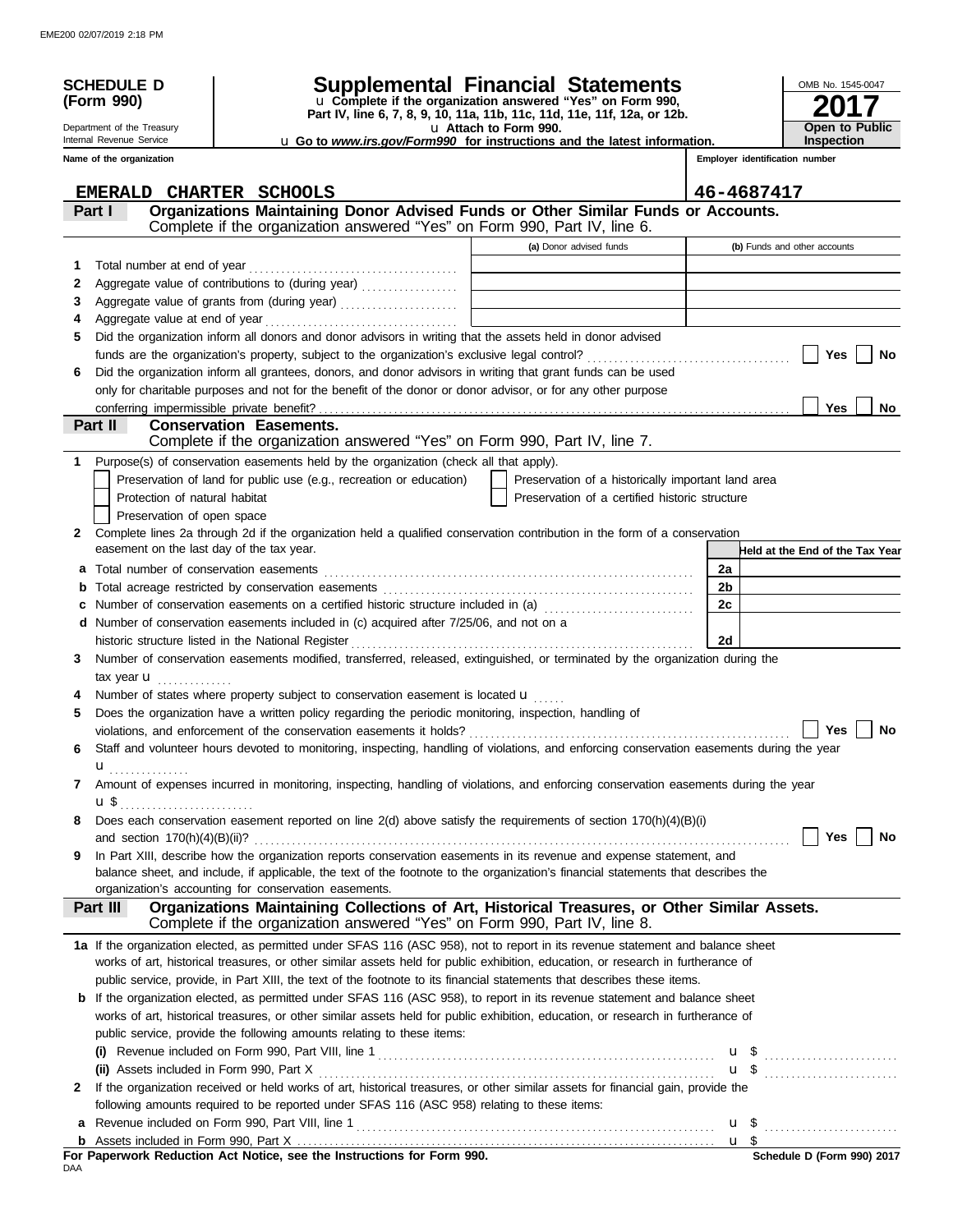**SCHEDULE D (Form 990)**

Department of the Treasury
Internal Revenue Service

# Supplemental Financial Statements

u Complete if the organization answered "Yes" on Form 990, Part IV, line 6, 7, 8, 9, 10, 11a, 11b, 11c, 11d, 11e, 11f, 12a, or 12b.

u Attach to Form 990.

u Go to *www.irs.gov/Form990* for instructions and the latest information.

OMB No. 1545-0047

**2017**

**Open to Public Inspection**

Name of the organization: EMERALD CHARTER SCHOOLS

Employer identification number: 46-4687417

## Part I — Organizations Maintaining Donor Advised Funds or Other Similar Funds or Accounts.

Complete if the organization answered "Yes" on Form 990, Part IV, line 6.

| | | (a) Donor advised funds | (b) Funds and other accounts |
|---|---|---|---|
| 1 | Total number at end of year | | |
| 2 | Aggregate value of contributions to (during year) | | |
| 3 | Aggregate value of grants from (during year) | | |
| 4 | Aggregate value at end of year | | |

5 Did the organization inform all donors and donor advisors in writing that the assets held in donor advised funds are the organization's property, subject to the organization's exclusive legal control? ☐ Yes ☐ No

6 Did the organization inform all grantees, donors, and donor advisors in writing that grant funds can be used only for charitable purposes and not for the benefit of the donor or donor advisor, or for any other purpose conferring impermissible private benefit? ☐ Yes ☐ No

## Part II — Conservation Easements.

Complete if the organization answered "Yes" on Form 990, Part IV, line 7.

1 Purpose(s) of conservation easements held by the organization (check all that apply).

- ☐ Preservation of land for public use (e.g., recreation or education)
- ☐ Protection of natural habitat
- ☐ Preservation of open space
- ☐ Preservation of a historically important land area
- ☐ Preservation of a certified historic structure

2 Complete lines 2a through 2d if the organization held a qualified conservation contribution in the form of a conservation easement on the last day of the tax year.

| | | | Held at the End of the Tax Year |
|---|---|---|---|
| a | Total number of conservation easements | 2a | |
| b | Total acreage restricted by conservation easements | 2b | |
| c | Number of conservation easements on a certified historic structure included in (a) | 2c | |
| d | Number of conservation easements included in (c) acquired after 7/25/06, and not on a historic structure listed in the National Register | 2d | |

3 Number of conservation easements modified, transferred, released, extinguished, or terminated by the organization during the tax year u

4 Number of states where property subject to conservation easement is located u

5 Does the organization have a written policy regarding the periodic monitoring, inspection, handling of violations, and enforcement of the conservation easements it holds? ☐ Yes ☐ No

6 Staff and volunteer hours devoted to monitoring, inspecting, handling of violations, and enforcing conservation easements during the year u

7 Amount of expenses incurred in monitoring, inspecting, handling of violations, and enforcing conservation easements during the year u $

8 Does each conservation easement reported on line 2(d) above satisfy the requirements of section 170(h)(4)(B)(i) and section 170(h)(4)(B)(ii)? ☐ Yes ☐ No

9 In Part XIII, describe how the organization reports conservation easements in its revenue and expense statement, and balance sheet, and include, if applicable, the text of the footnote to the organization's financial statements that describes the organization's accounting for conservation easements.

## Part III — Organizations Maintaining Collections of Art, Historical Treasures, or Other Similar Assets.

Complete if the organization answered "Yes" on Form 990, Part IV, line 8.

1a If the organization elected, as permitted under SFAS 116 (ASC 958), not to report in its revenue statement and balance sheet works of art, historical treasures, or other similar assets held for public exhibition, education, or research in furtherance of public service, provide, in Part XIII, the text of the footnote to its financial statements that describes these items.

b If the organization elected, as permitted under SFAS 116 (ASC 958), to report in its revenue statement and balance sheet works of art, historical treasures, or other similar assets held for public exhibition, education, or research in furtherance of public service, provide the following amounts relating to these items:

(i) Revenue included on Form 990, Part VIII, line 1 u $

(ii) Assets included in Form 990, Part X u $

2 If the organization received or held works of art, historical treasures, or other similar assets for financial gain, provide the following amounts required to be reported under SFAS 116 (ASC 958) relating to these items:

a Revenue included on Form 990, Part VIII, line 1 u $

b Assets included in Form 990, Part X u $

**For Paperwork Reduction Act Notice, see the Instructions for Form 990.**

Schedule D (Form 990) 2017

DAA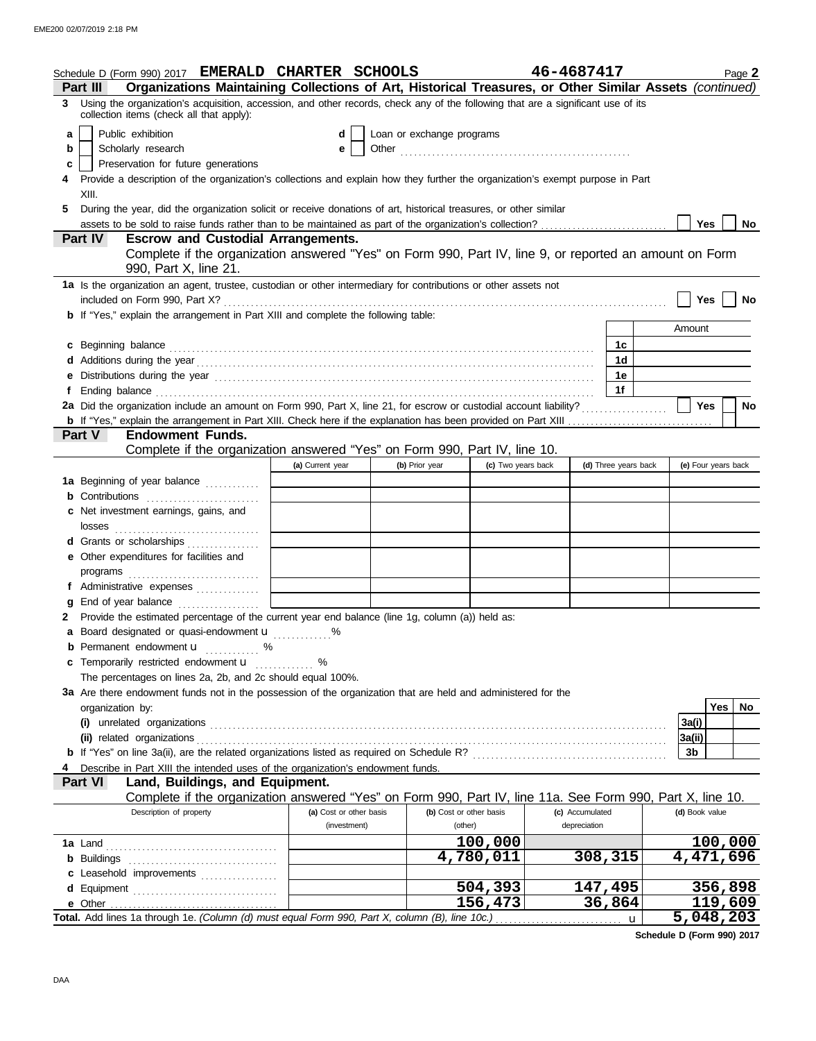Schedule D (Form 990) 2017 **EMERALD CHARTER SCHOOLS** **46-4687417** Page **2**

## Part III Organizations Maintaining Collections of Art, Historical Treasures, or Other Similar Assets *(continued)*

**3** Using the organization's acquisition, accession, and other records, check any of the following that are a significant use of its collection items (check all that apply):

- **a** ☐ Public exhibition
- **b** ☐ Scholarly research
- **c** ☐ Preservation for future generations
- **d** ☐ Loan or exchange programs
- **e** ☐ Other ..................................................

**4** Provide a description of the organization's collections and explain how they further the organization's exempt purpose in Part XIII.

**5** During the year, did the organization solicit or receive donations of art, historical treasures, or other similar assets to be sold to raise funds rather than to be maintained as part of the organization's collection? ☐ Yes ☐ No

## Part IV Escrow and Custodial Arrangements.

Complete if the organization answered "Yes" on Form 990, Part IV, line 9, or reported an amount on Form 990, Part X, line 21.

**1a** Is the organization an agent, trustee, custodian or other intermediary for contributions or other assets not included on Form 990, Part X? ☐ Yes ☐ No

**b** If "Yes," explain the arrangement in Part XIII and complete the following table:

| | | Amount |
|---|---|---|
| **c** Beginning balance | 1c | |
| **d** Additions during the year | 1d | |
| **e** Distributions during the year | 1e | |
| **f** Ending balance | 1f | |

**2a** Did the organization include an amount on Form 990, Part X, line 21, for escrow or custodial account liability? ☐ Yes ☐ No

**b** If "Yes," explain the arrangement in Part XIII. Check here if the explanation has been provided on Part XIII ☐

## Part V Endowment Funds.

Complete if the organization answered "Yes" on Form 990, Part IV, line 10.

| | (a) Current year | (b) Prior year | (c) Two years back | (d) Three years back | (e) Four years back |
|---|---|---|---|---|---|
| **1a** Beginning of year balance | | | | | |
| **b** Contributions | | | | | |
| **c** Net investment earnings, gains, and losses | | | | | |
| **d** Grants or scholarships | | | | | |
| **e** Other expenditures for facilities and programs | | | | | |
| **f** Administrative expenses | | | | | |
| **g** End of year balance | | | | | |

**2** Provide the estimated percentage of the current year end balance (line 1g, column (a)) held as:

- **a** Board designated or quasi-endowment ............. %
- **b** Permanent endowment ............ %
- **c** Temporarily restricted endowment ............ %

The percentages on lines 2a, 2b, and 2c should equal 100%.

**3a** Are there endowment funds not in the possession of the organization that are held and administered for the organization by:

| | | Yes | No |
|---|---|---|---|
| **(i)** unrelated organizations | 3a(i) | | |
| **(ii)** related organizations | 3a(ii) | | |
| **b** If "Yes" on line 3a(ii), are the related organizations listed as required on Schedule R? | 3b | | |

**4** Describe in Part XIII the intended uses of the organization's endowment funds.

## Part VI Land, Buildings, and Equipment.

Complete if the organization answered "Yes" on Form 990, Part IV, line 11a. See Form 990, Part X, line 10.

| Description of property | (a) Cost or other basis (investment) | (b) Cost or other basis (other) | (c) Accumulated depreciation | (d) Book value |
|---|---|---|---|---|
| **1a** Land | | 100,000 | | 100,000 |
| **b** Buildings | | 4,780,011 | 308,315 | 4,471,696 |
| **c** Leasehold improvements | | | | |
| **d** Equipment | | 504,393 | 147,495 | 356,898 |
| **e** Other | | 156,473 | 36,864 | 119,609 |
| **Total.** Add lines 1a through 1e. *(Column (d) must equal Form 990, Part X, column (B), line 10c.)* | | | | 5,048,203 |

**Schedule D (Form 990) 2017**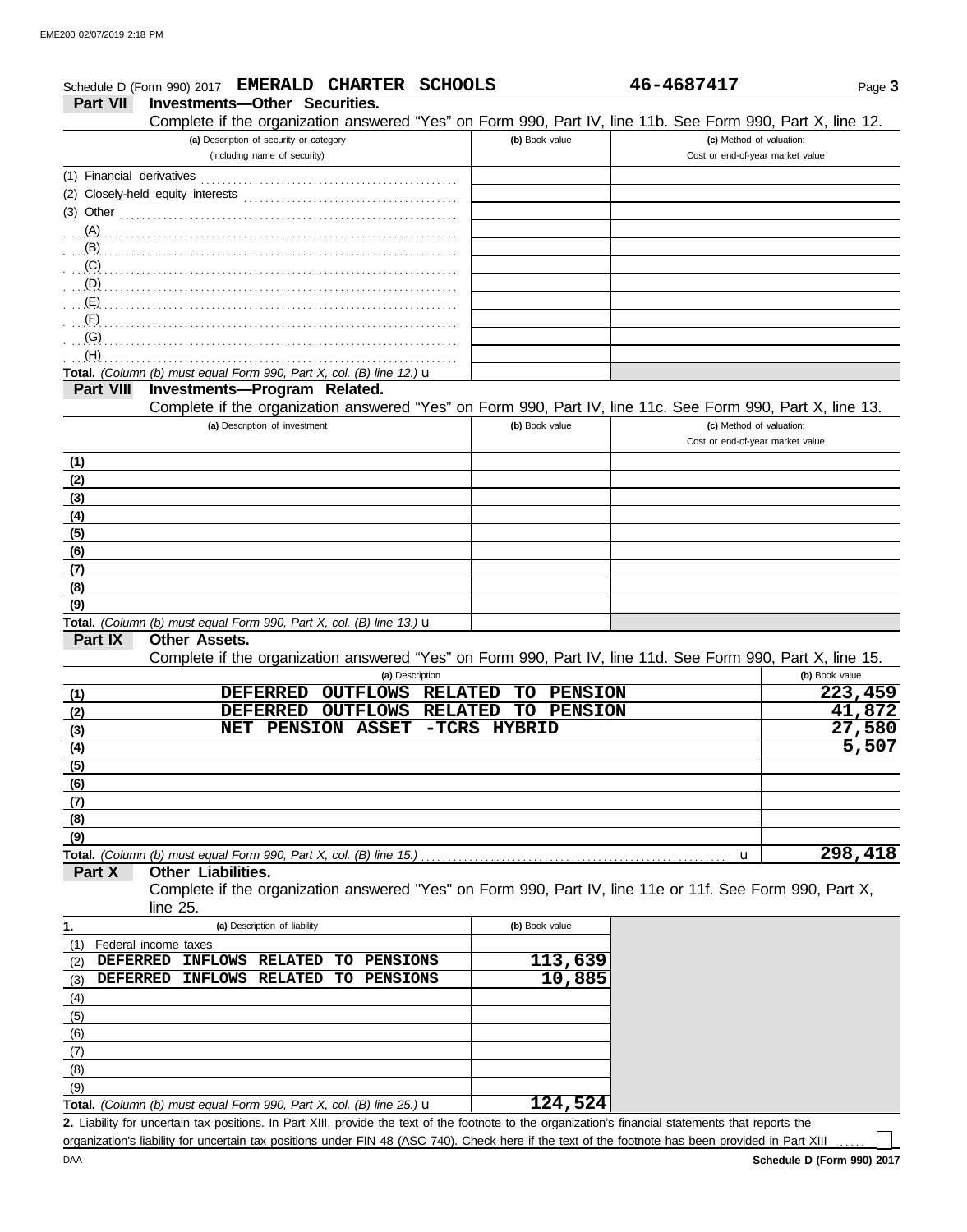Schedule D (Form 990) 2017 **EMERALD CHARTER SCHOOLS** **46-4687417**

## Part VII Investments—Other Securities.

Complete if the organization answered "Yes" on Form 990, Part IV, line 11b. See Form 990, Part X, line 12.

| (a) Description of security or category (including name of security) | (b) Book value | (c) Method of valuation: Cost or end-of-year market value |
|---|---|---|
| (1) Financial derivatives | | |
| (2) Closely-held equity interests | | |
| (3) Other | | |
| (A) | | |
| (B) | | |
| (C) | | |
| (D) | | |
| (E) | | |
| (F) | | |
| (G) | | |
| (H) | | |
| **Total.** *(Column (b) must equal Form 990, Part X, col. (B) line 12.)* u | | |

## Part VIII Investments—Program Related.

Complete if the organization answered "Yes" on Form 990, Part IV, line 11c. See Form 990, Part X, line 13.

| (a) Description of investment | (b) Book value | (c) Method of valuation: Cost or end-of-year market value |
|---|---|---|
| (1) | | |
| (2) | | |
| (3) | | |
| (4) | | |
| (5) | | |
| (6) | | |
| (7) | | |
| (8) | | |
| (9) | | |
| **Total.** *(Column (b) must equal Form 990, Part X, col. (B) line 13.)* u | | |

## Part IX Other Assets.

Complete if the organization answered "Yes" on Form 990, Part IV, line 11d. See Form 990, Part X, line 15.

| | (a) Description | (b) Book value |
|---|---|---|
| (1) | DEFERRED OUTFLOWS RELATED TO PENSION | 223,459 |
| (2) | DEFERRED OUTFLOWS RELATED TO PENSION | 41,872 |
| (3) | NET PENSION ASSET -TCRS HYBRID | 27,580 |
| (4) | | 5,507 |
| (5) | | |
| (6) | | |
| (7) | | |
| (8) | | |
| (9) | | |
| **Total.** | *(Column (b) must equal Form 990, Part X, col. (B) line 15.)* u | 298,418 |

## Part X Other Liabilities.

Complete if the organization answered "Yes" on Form 990, Part IV, line 11e or 11f. See Form 990, Part X, line 25.

| 1. (a) Description of liability | (b) Book value |
|---|---|
| (1) Federal income taxes | |
| (2) DEFERRED INFLOWS RELATED TO PENSIONS | 113,639 |
| (3) DEFERRED INFLOWS RELATED TO PENSIONS | 10,885 |
| (4) | |
| (5) | |
| (6) | |
| (7) | |
| (8) | |
| (9) | |
| **Total.** *(Column (b) must equal Form 990, Part X, col. (B) line 25.)* u | 124,524 |

**2.** Liability for uncertain tax positions. In Part XIII, provide the text of the footnote to the organization's financial statements that reports the organization's liability for uncertain tax positions under FIN 48 (ASC 740). Check here if the text of the footnote has been provided in Part XIII ☐

DAA **Schedule D (Form 990) 2017**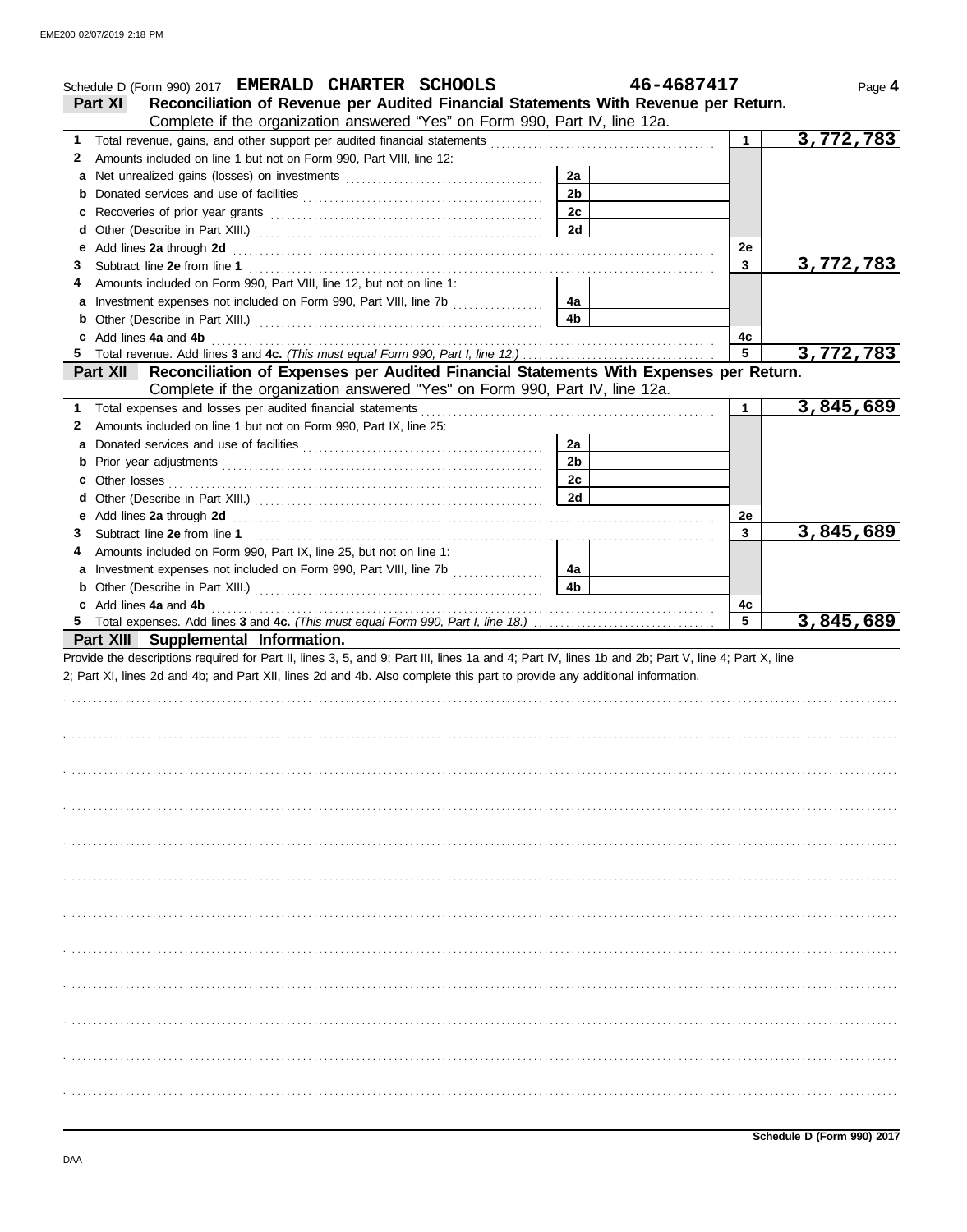Schedule D (Form 990) 2017 **EMERALD CHARTER SCHOOLS** **46-4687417** Page **4**

## Part XI Reconciliation of Revenue per Audited Financial Statements With Revenue per Return.

Complete if the organization answered "Yes" on Form 990, Part IV, line 12a.

| | | | | | |
|---|---|---|---|---|---|
| **1** | Total revenue, gains, and other support per audited financial statements | | | 1 | 3,772,783 |
| **2** | Amounts included on line 1 but not on Form 990, Part VIII, line 12: | | | | |
| **a** | Net unrealized gains (losses) on investments | 2a | | | |
| **b** | Donated services and use of facilities | 2b | | | |
| **c** | Recoveries of prior year grants | 2c | | | |
| **d** | Other (Describe in Part XIII.) | 2d | | | |
| **e** | Add lines **2a** through **2d** | | | 2e | |
| **3** | Subtract line **2e** from line **1** | | | 3 | 3,772,783 |
| **4** | Amounts included on Form 990, Part VIII, line 12, but not on line 1: | | | | |
| **a** | Investment expenses not included on Form 990, Part VIII, line 7b | 4a | | | |
| **b** | Other (Describe in Part XIII.) | 4b | | | |
| **c** | Add lines **4a** and **4b** | | | 4c | |
| **5** | Total revenue. Add lines **3** and **4c.** *(This must equal Form 990, Part I, line 12.)* | | | 5 | 3,772,783 |

## Part XII Reconciliation of Expenses per Audited Financial Statements With Expenses per Return.

Complete if the organization answered "Yes" on Form 990, Part IV, line 12a.

| | | | | | |
|---|---|---|---|---|---|
| **1** | Total expenses and losses per audited financial statements | | | 1 | 3,845,689 |
| **2** | Amounts included on line 1 but not on Form 990, Part IX, line 25: | | | | |
| **a** | Donated services and use of facilities | 2a | | | |
| **b** | Prior year adjustments | 2b | | | |
| **c** | Other losses | 2c | | | |
| **d** | Other (Describe in Part XIII.) | 2d | | | |
| **e** | Add lines **2a** through **2d** | | | 2e | |
| **3** | Subtract line **2e** from line **1** | | | 3 | 3,845,689 |
| **4** | Amounts included on Form 990, Part IX, line 25, but not on line 1: | | | | |
| **a** | Investment expenses not included on Form 990, Part VIII, line 7b | 4a | | | |
| **b** | Other (Describe in Part XIII.) | 4b | | | |
| **c** | Add lines **4a** and **4b** | | | 4c | |
| **5** | Total expenses. Add lines **3** and **4c.** *(This must equal Form 990, Part I, line 18.)* | | | 5 | 3,845,689 |

## Part XIII Supplemental Information.

Provide the descriptions required for Part II, lines 3, 5, and 9; Part III, lines 1a and 4; Part IV, lines 1b and 2b; Part V, line 4; Part X, line 2; Part XI, lines 2d and 4b; and Part XII, lines 2d and 4b. Also complete this part to provide any additional information.

**Schedule D (Form 990) 2017**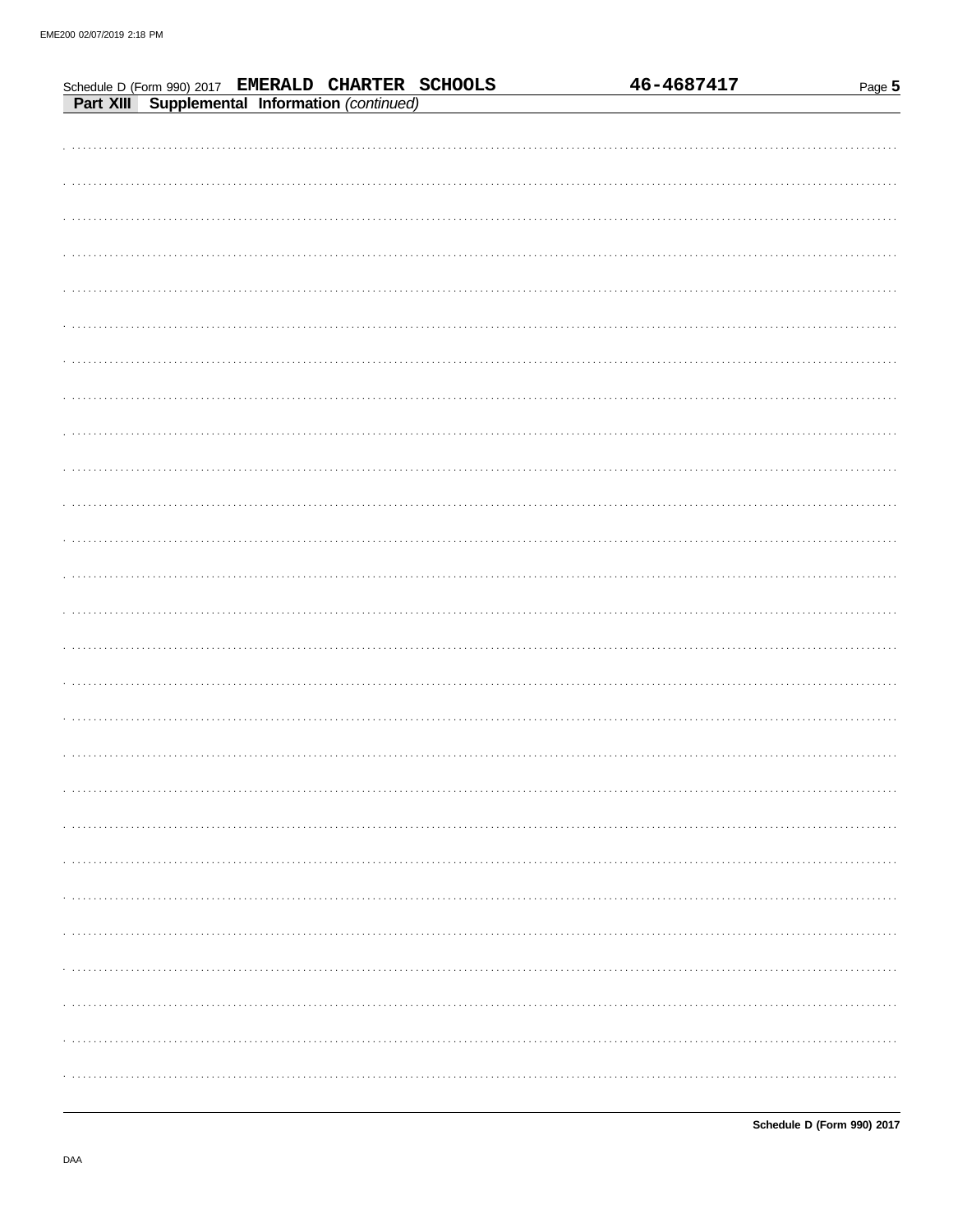Schedule D (Form 990) 2017 **EMERALD CHARTER SCHOOLS** **46-4687417**

**Part XIII Supplemental Information** *(continued)*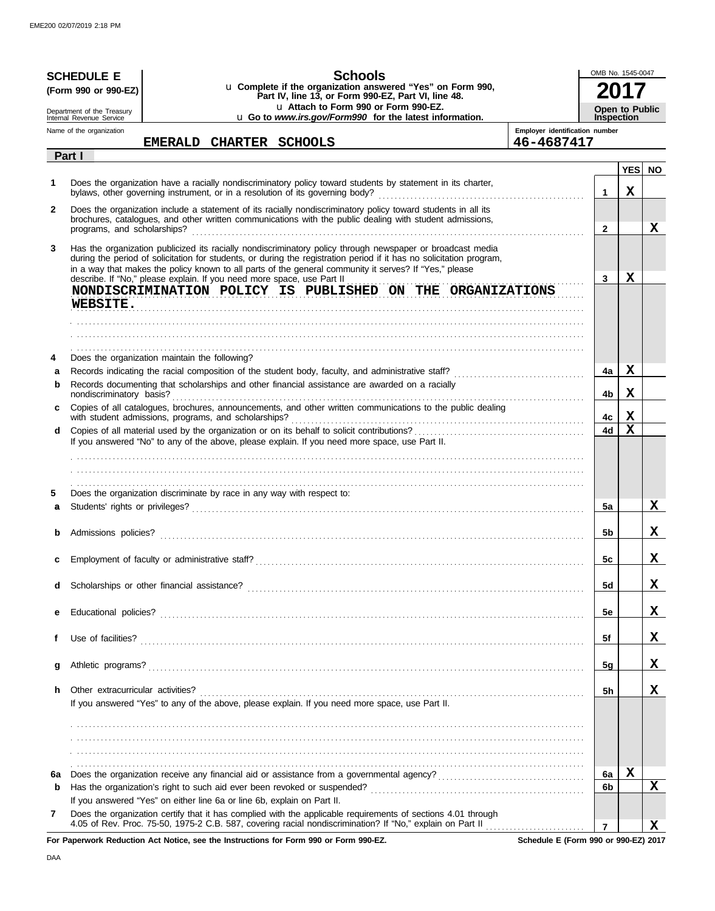EME200 02/07/2019 2:18 PM

**SCHEDULE E** (Form 990 or 990-EZ)

Department of the Treasury
Internal Revenue Service

# Schools

u Complete if the organization answered "Yes" on Form 990, Part IV, line 13, or Form 990-EZ, Part VI, line 48.
u Attach to Form 990 or Form 990-EZ.
u Go to *www.irs.gov/Form990* for the latest information.

OMB No. 1545-0047

**2017**

**Open to Public Inspection**

Name of the organization: **EMERALD CHARTER SCHOOLS**

Employer identification number: **46-4687417**

## Part I

| | | | YES | NO |
|---|---|---|---|---|
| **1** | Does the organization have a racially nondiscriminatory policy toward students by statement in its charter, bylaws, other governing instrument, or in a resolution of its governing body? | 1 | X | |
| **2** | Does the organization include a statement of its racially nondiscriminatory policy toward students in all its brochures, catalogues, and other written communications with the public dealing with student admissions, programs, and scholarships? | 2 | | X |
| **3** | Has the organization publicized its racially nondiscriminatory policy through newspaper or broadcast media during the period of solicitation for students, or during the registration period if it has no solicitation program, in a way that makes the policy known to all parts of the general community it serves? If "Yes," please describe. If "No," please explain. If you need more space, use Part II<br>NONDISCRIMINATION POLICY IS PUBLISHED ON THE ORGANIZATIONS WEBSITE. | 3 | X | |
| **4** | Does the organization maintain the following? | | | |
| **a** | Records indicating the racial composition of the student body, faculty, and administrative staff? | 4a | X | |
| **b** | Records documenting that scholarships and other financial assistance are awarded on a racially nondiscriminatory basis? | 4b | X | |
| **c** | Copies of all catalogues, brochures, announcements, and other written communications to the public dealing with student admissions, programs, and scholarships? | 4c | X | |
| **d** | Copies of all material used by the organization or on its behalf to solicit contributions?<br>If you answered "No" to any of the above, please explain. If you need more space, use Part II. | 4d | X | |
| **5** | Does the organization discriminate by race in any way with respect to: | | | |
| **a** | Students' rights or privileges? | 5a | | X |
| **b** | Admissions policies? | 5b | | X |
| **c** | Employment of faculty or administrative staff? | 5c | | X |
| **d** | Scholarships or other financial assistance? | 5d | | X |
| **e** | Educational policies? | 5e | | X |
| **f** | Use of facilities? | 5f | | X |
| **g** | Athletic programs? | 5g | | X |
| **h** | Other extracurricular activities?<br>If you answered "Yes" to any of the above, please explain. If you need more space, use Part II. | 5h | | X |
| **6a** | Does the organization receive any financial aid or assistance from a governmental agency? | 6a | X | |
| **b** | Has the organization's right to such aid ever been revoked or suspended?<br>If you answered "Yes" on either line 6a or line 6b, explain on Part II. | 6b | | X |
| **7** | Does the organization certify that it has complied with the applicable requirements of sections 4.01 through 4.05 of Rev. Proc. 75-50, 1975-2 C.B. 587, covering racial nondiscrimination? If "No," explain on Part II | 7 | | X |

**For Paperwork Reduction Act Notice, see the Instructions for Form 990 or Form 990-EZ.** **Schedule E (Form 990 or 990-EZ) 2017**

DAA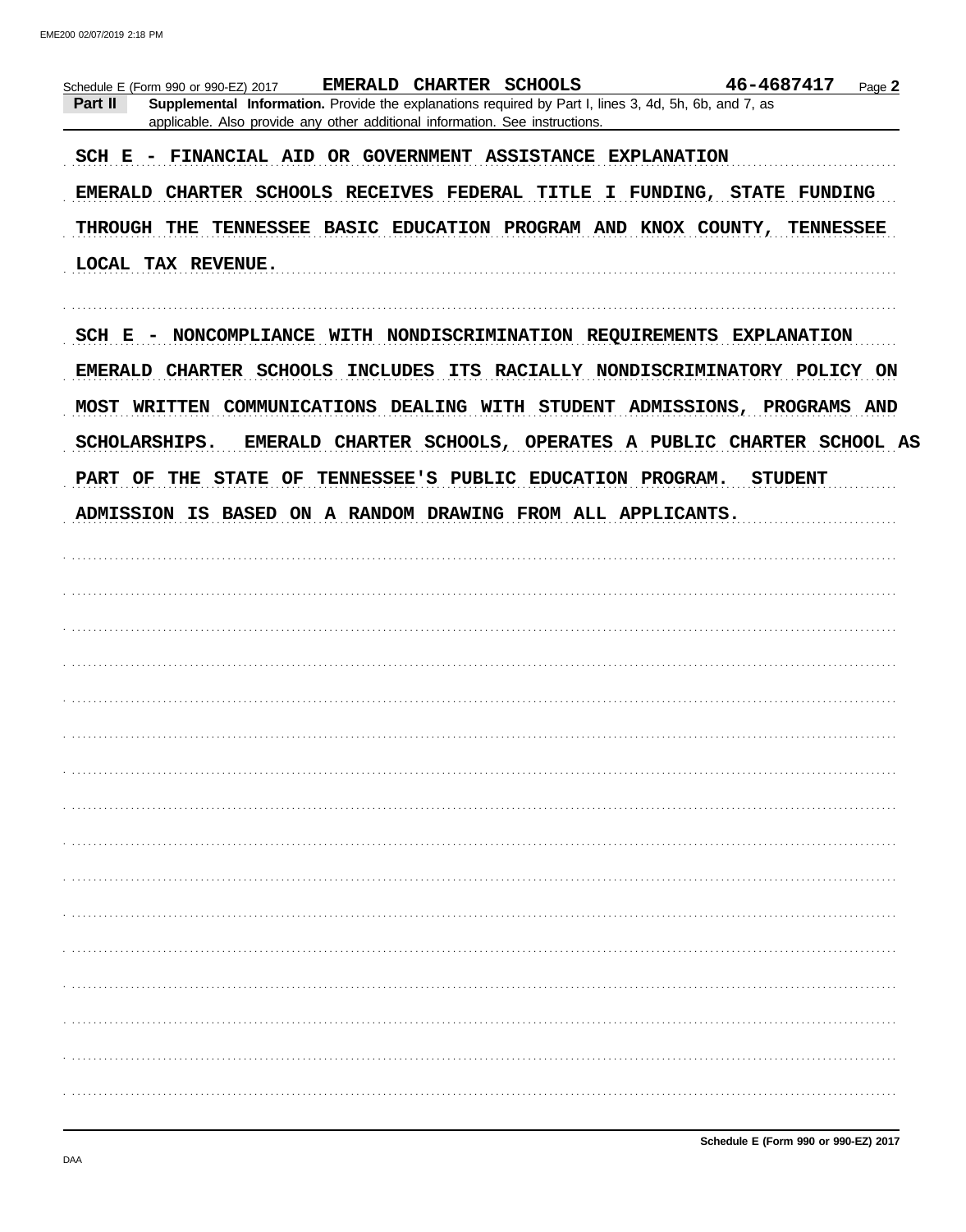Schedule E (Form 990 or 990-EZ) 2017 **EMERALD CHARTER SCHOOLS** **46-4687417** Page **2**

**Part II** **Supplemental Information.** Provide the explanations required by Part I, lines 3, 4d, 5h, 6b, and 7, as applicable. Also provide any other additional information. See instructions.

SCH E - FINANCIAL AID OR GOVERNMENT ASSISTANCE EXPLANATION

EMERALD CHARTER SCHOOLS RECEIVES FEDERAL TITLE I FUNDING, STATE FUNDING THROUGH THE TENNESSEE BASIC EDUCATION PROGRAM AND KNOX COUNTY, TENNESSEE LOCAL TAX REVENUE.

SCH E - NONCOMPLIANCE WITH NONDISCRIMINATION REQUIREMENTS EXPLANATION

EMERALD CHARTER SCHOOLS INCLUDES ITS RACIALLY NONDISCRIMINATORY POLICY ON MOST WRITTEN COMMUNICATIONS DEALING WITH STUDENT ADMISSIONS, PROGRAMS AND SCHOLARSHIPS. EMERALD CHARTER SCHOOLS, OPERATES A PUBLIC CHARTER SCHOOL AS PART OF THE STATE OF TENNESSEE'S PUBLIC EDUCATION PROGRAM. STUDENT ADMISSION IS BASED ON A RANDOM DRAWING FROM ALL APPLICANTS.

Schedule E (Form 990 or 990-EZ) 2017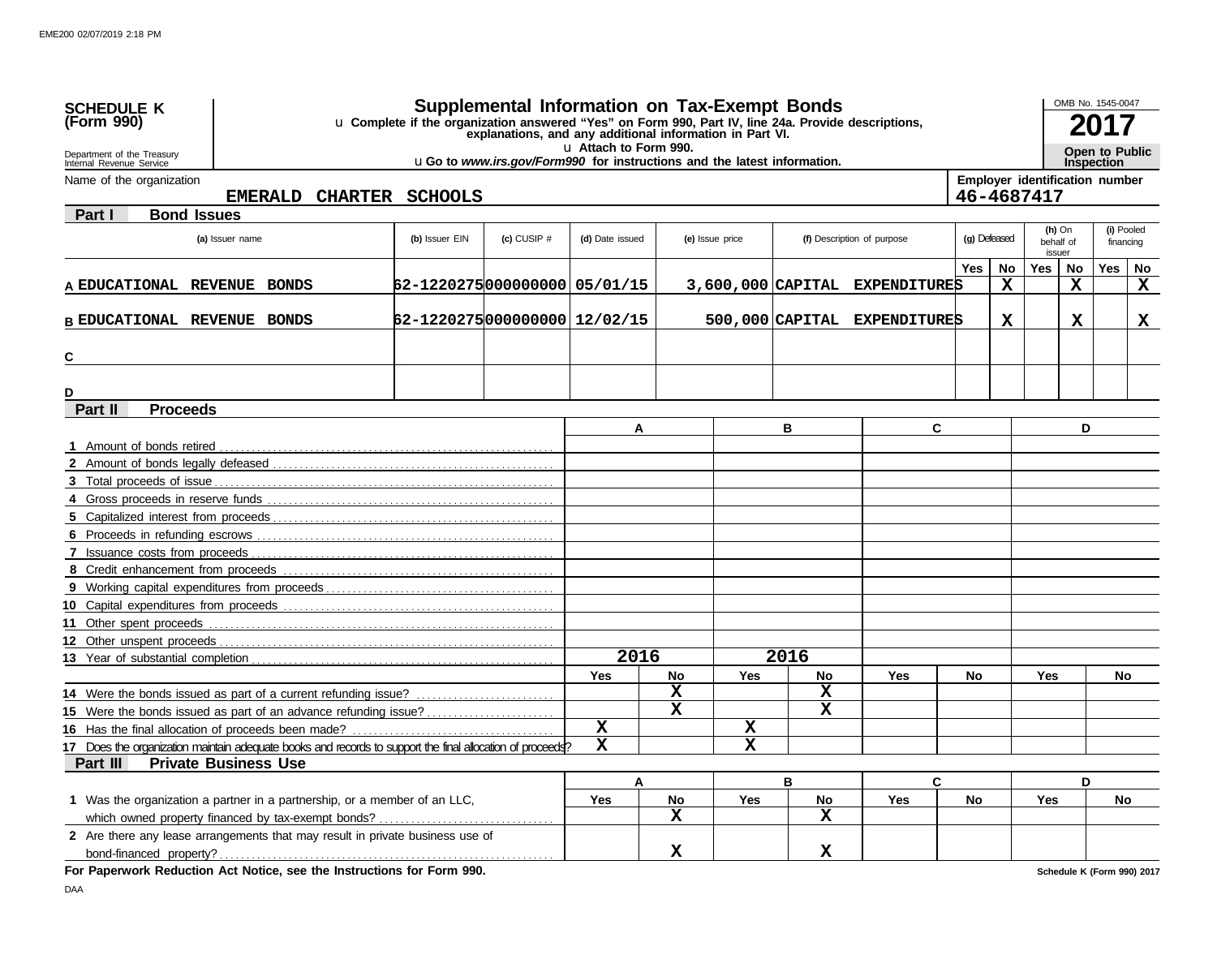EME200 02/07/2019 2:18 PM

**SCHEDULE K (Form 990)**

Department of the Treasury
Internal Revenue Service

# Supplemental Information on Tax-Exempt Bonds

u Complete if the organization answered "Yes" on Form 990, Part IV, line 24a. Provide descriptions, explanations, and any additional information in Part VI.
u Attach to Form 990.
u Go to *www.irs.gov/Form990* for instructions and the latest information.

OMB No. 1545-0047
**2017**
**Open to Public Inspection**

Name of the organization: EMERALD CHARTER SCHOOLS

Employer identification number: 46-4687417

## Part I Bond Issues

| | (a) Issuer name | (b) Issuer EIN | (c) CUSIP # | (d) Date issued | (e) Issue price | (f) Description of purpose | (g) Defeased Yes | (g) Defeased No | (h) On behalf of issuer Yes | (h) On behalf of issuer No | (i) Pooled financing Yes | (i) Pooled financing No |
|---|---|---|---|---|---|---|---|---|---|---|---|---|
| A | EDUCATIONAL REVENUE BONDS | 62-1220275 | 000000000 | 05/01/15 | 3,600,000 | CAPITAL EXPENDITURES | | X | | X | | X |
| B | EDUCATIONAL REVENUE BONDS | 62-1220275 | 000000000 | 12/02/15 | 500,000 | CAPITAL EXPENDITURES | | X | | X | | X |
| C | | | | | | | | | | | | |
| D | | | | | | | | | | | | |

## Part II Proceeds

| | A | B | C | D |
|---|---|---|---|---|
| 1 Amount of bonds retired | | | | |
| 2 Amount of bonds legally defeased | | | | |
| 3 Total proceeds of issue | | | | |
| 4 Gross proceeds in reserve funds | | | | |
| 5 Capitalized interest from proceeds | | | | |
| 6 Proceeds in refunding escrows | | | | |
| 7 Issuance costs from proceeds | | | | |
| 8 Credit enhancement from proceeds | | | | |
| 9 Working capital expenditures from proceeds | | | | |
| 10 Capital expenditures from proceeds | | | | |
| 11 Other spent proceeds | | | | |
| 12 Other unspent proceeds | | | | |
| 13 Year of substantial completion | 2016 | 2016 | | |

| | A Yes | A No | B Yes | B No | C Yes | C No | D Yes | D No |
|---|---|---|---|---|---|---|---|---|
| 14 Were the bonds issued as part of a current refunding issue? | | X | | X | | | | |
| 15 Were the bonds issued as part of an advance refunding issue? | | X | | X | | | | |
| 16 Has the final allocation of proceeds been made? | X | | X | | | | | |
| 17 Does the organization maintain adequate books and records to support the final allocation of proceeds? | X | | X | | | | | |

## Part III Private Business Use

| | A Yes | A No | B Yes | B No | C Yes | C No | D Yes | D No |
|---|---|---|---|---|---|---|---|---|
| 1 Was the organization a partner in a partnership, or a member of an LLC, which owned property financed by tax-exempt bonds? | | X | | X | | | | |
| 2 Are there any lease arrangements that may result in private business use of bond-financed property? | | X | | X | | | | |

**For Paperwork Reduction Act Notice, see the Instructions for Form 990.**

Schedule K (Form 990) 2017

DAA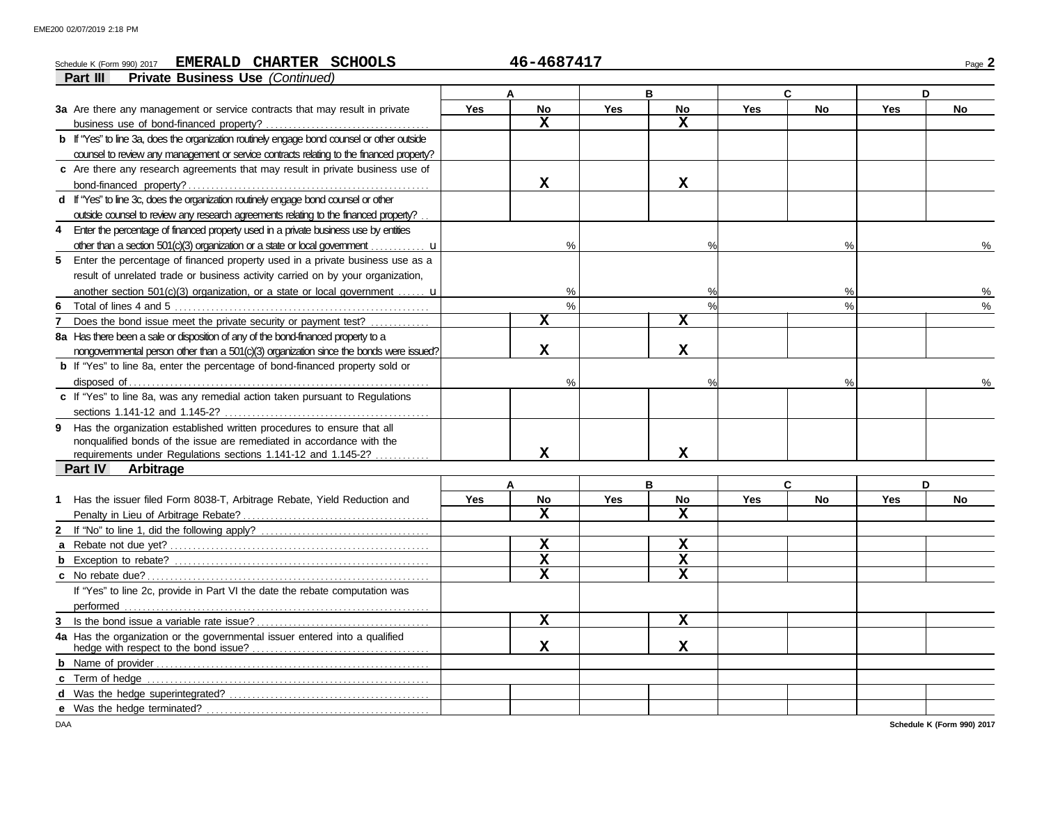Schedule K (Form 990) 2017 **EMERALD CHARTER SCHOOLS** **46-4687417**

## Part III Private Business Use *(Continued)*

| | A Yes | A No | B Yes | B No | C Yes | C No | D Yes | D No |
|---|---|---|---|---|---|---|---|---|
| **3a** Are there any management or service contracts that may result in private business use of bond-financed property? | | X | | X | | | | |
| **b** If "Yes" to line 3a, does the organization routinely engage bond counsel or other outside counsel to review any management or service contracts relating to the financed property? | | | | | | | | |
| **c** Are there any research agreements that may result in private business use of bond-financed property? | | X | | X | | | | |
| **d** If "Yes" to line 3c, does the organization routinely engage bond counsel or other outside counsel to review any research agreements relating to the financed property? | | | | | | | | |
| **4** Enter the percentage of financed property used in a private business use by entities other than a section 501(c)(3) organization or a state or local government | | % | | % | | % | | % |
| **5** Enter the percentage of financed property used in a private business use as a result of unrelated trade or business activity carried on by your organization, another section 501(c)(3) organization, or a state or local government | | % | | % | | % | | % |
| **6** Total of lines 4 and 5 | | % | | % | | % | | % |
| **7** Does the bond issue meet the private security or payment test? | | X | | X | | | | |
| **8a** Has there been a sale or disposition of any of the bond-financed property to a nongovernmental person other than a 501(c)(3) organization since the bonds were issued? | | X | | X | | | | |
| **b** If "Yes" to line 8a, enter the percentage of bond-financed property sold or disposed of | | % | | % | | % | | % |
| **c** If "Yes" to line 8a, was any remedial action taken pursuant to Regulations sections 1.141-12 and 1.145-2? | | | | | | | | |
| **9** Has the organization established written procedures to ensure that all nonqualified bonds of the issue are remediated in accordance with the requirements under Regulations sections 1.141-12 and 1.145-2? | | X | | X | | | | |

## Part IV Arbitrage

| | A Yes | A No | B Yes | B No | C Yes | C No | D Yes | D No |
|---|---|---|---|---|---|---|---|---|
| **1** Has the issuer filed Form 8038-T, Arbitrage Rebate, Yield Reduction and Penalty in Lieu of Arbitrage Rebate? | | X | | X | | | | |
| **2** If "No" to line 1, did the following apply? | | | | | | | | |
| **a** Rebate not due yet? | | X | | X | | | | |
| **b** Exception to rebate? | | X | | X | | | | |
| **c** No rebate due? | | X | | X | | | | |
| If "Yes" to line 2c, provide in Part VI the date the rebate computation was performed | | | | | | | | |
| **3** Is the bond issue a variable rate issue? | | X | | X | | | | |
| **4a** Has the organization or the governmental issuer entered into a qualified hedge with respect to the bond issue? | | X | | X | | | | |
| **b** Name of provider | | | | | | | | |
| **c** Term of hedge | | | | | | | | |
| **d** Was the hedge superintegrated? | | | | | | | | |
| **e** Was the hedge terminated? | | | | | | | | |

Schedule K (Form 990) 2017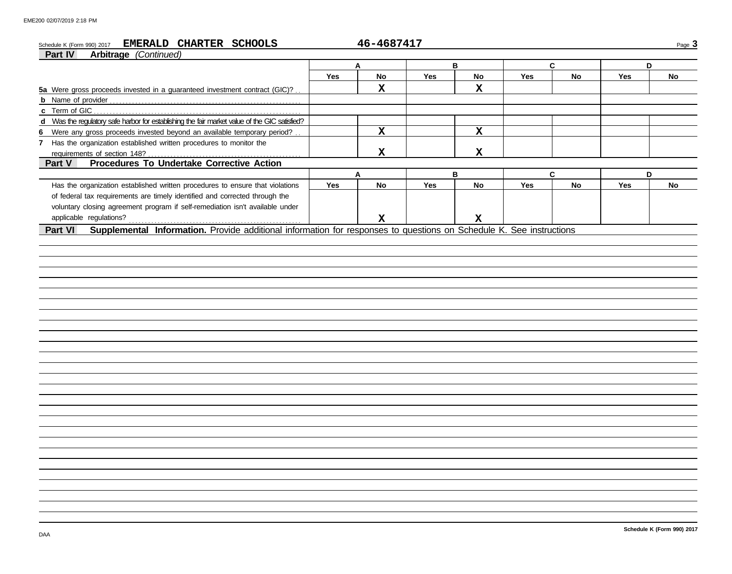Schedule K (Form 990) 2017 **EMERALD CHARTER SCHOOLS** **46-4687417**

## Part IV Arbitrage *(Continued)*

| | A | | B | | C | | D | |
|---|---|---|---|---|---|---|---|---|
| | Yes | No | Yes | No | Yes | No | Yes | No |
| **5a** Were gross proceeds invested in a guaranteed investment contract (GIC)? | | X | | X | | | | |
| **b** Name of provider | | | | | | | | |
| **c** Term of GIC | | | | | | | | |
| **d** Was the regulatory safe harbor for establishing the fair market value of the GIC satisfied? | | | | | | | | |
| **6** Were any gross proceeds invested beyond an available temporary period? | | X | | X | | | | |
| **7** Has the organization established written procedures to monitor the requirements of section 148? | | X | | X | | | | |

## Part V Procedures To Undertake Corrective Action

| | A | | B | | C | | D | |
|---|---|---|---|---|---|---|---|---|
| | Yes | No | Yes | No | Yes | No | Yes | No |
| Has the organization established written procedures to ensure that violations of federal tax requirements are timely identified and corrected through the voluntary closing agreement program if self-remediation isn't available under applicable regulations? | | X | | X | | | | |

## Part VI Supplemental Information.

Provide additional information for responses to questions on Schedule K. See instructions

Schedule K (Form 990) 2017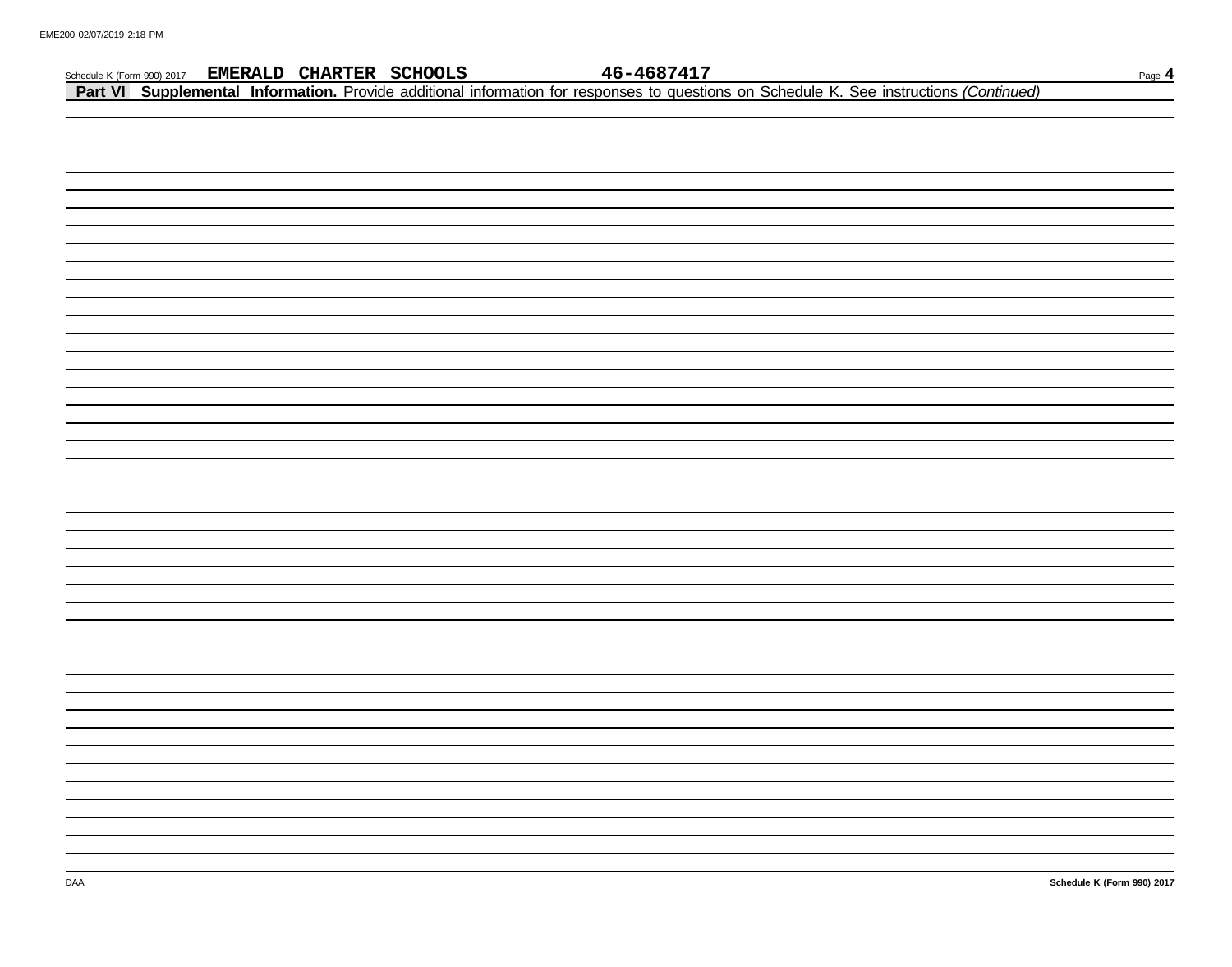Schedule K (Form 990) 2017 **EMERALD CHARTER SCHOOLS** **46-4687417**

**Part VI Supplemental Information.** Provide additional information for responses to questions on Schedule K. See instructions *(Continued)*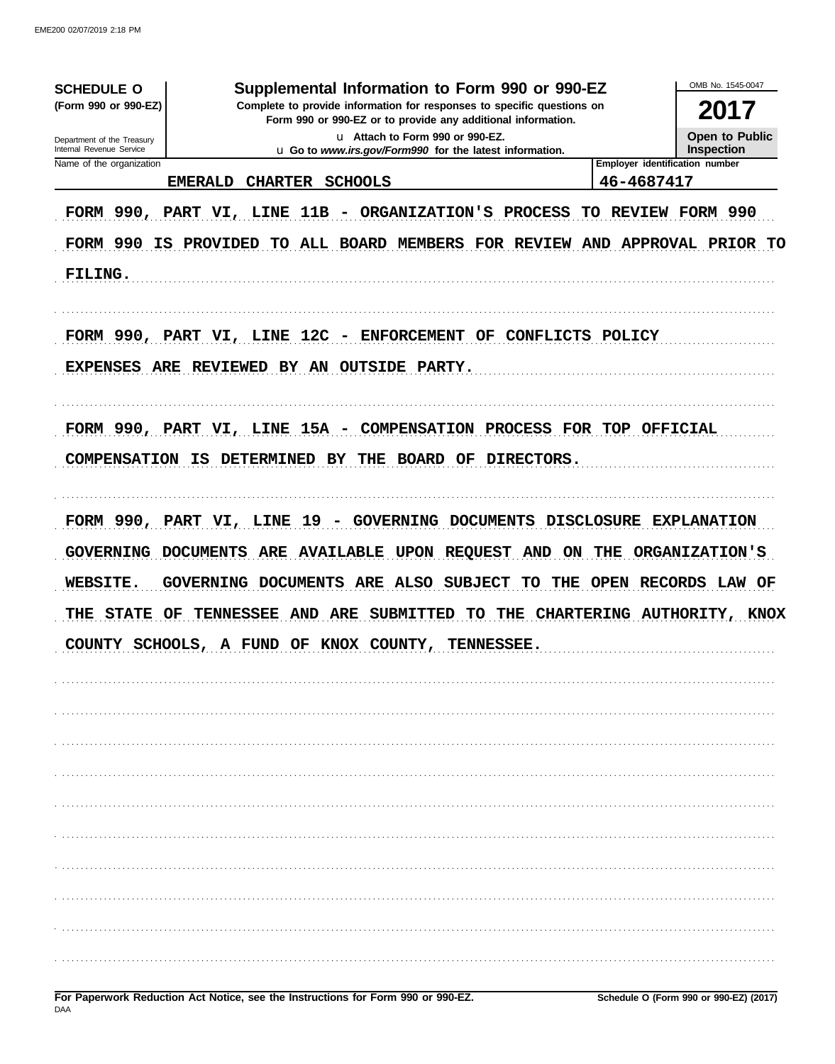**SCHEDULE O**
**(Form 990 or 990-EZ)**

Department of the Treasury
Internal Revenue Service

# Supplemental Information to Form 990 or 990-EZ

**Complete to provide information for responses to specific questions on Form 990 or 990-EZ or to provide any additional information.**

u Attach to Form 990 or 990-EZ.
u Go to *www.irs.gov/Form990* for the latest information.

OMB No. 1545-0047

**2017**

**Open to Public Inspection**

Name of the organization: EMERALD CHARTER SCHOOLS

Employer identification number: 46-4687417

FORM 990, PART VI, LINE 11B - ORGANIZATION'S PROCESS TO REVIEW FORM 990

FORM 990 IS PROVIDED TO ALL BOARD MEMBERS FOR REVIEW AND APPROVAL PRIOR TO FILING.

FORM 990, PART VI, LINE 12C - ENFORCEMENT OF CONFLICTS POLICY

EXPENSES ARE REVIEWED BY AN OUTSIDE PARTY.

FORM 990, PART VI, LINE 15A - COMPENSATION PROCESS FOR TOP OFFICIAL

COMPENSATION IS DETERMINED BY THE BOARD OF DIRECTORS.

FORM 990, PART VI, LINE 19 - GOVERNING DOCUMENTS DISCLOSURE EXPLANATION

GOVERNING DOCUMENTS ARE AVAILABLE UPON REQUEST AND ON THE ORGANIZATION'S WEBSITE. GOVERNING DOCUMENTS ARE ALSO SUBJECT TO THE OPEN RECORDS LAW OF THE STATE OF TENNESSEE AND ARE SUBMITTED TO THE CHARTERING AUTHORITY, KNOX COUNTY SCHOOLS, A FUND OF KNOX COUNTY, TENNESSEE.

**For Paperwork Reduction Act Notice, see the Instructions for Form 990 or 990-EZ.**

**Schedule O (Form 990 or 990-EZ) (2017)**

DAA